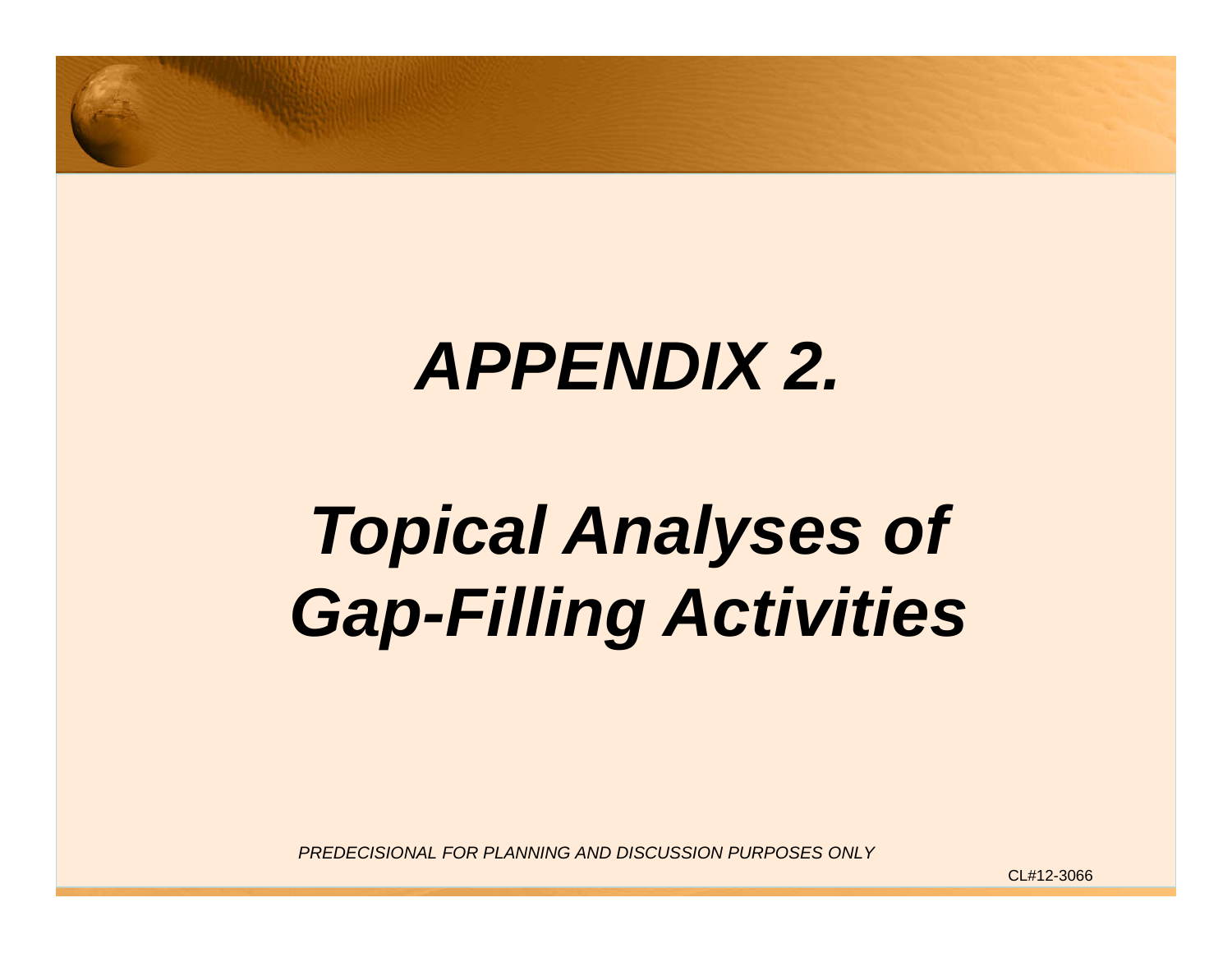# *APPENDIX 2.*

# *Topical Analyses of Gap-Filling Activities*

*PREDECISIONAL FOR PLANNING AND DISCUSSION PURPOSES ONLY*

CL#12-3066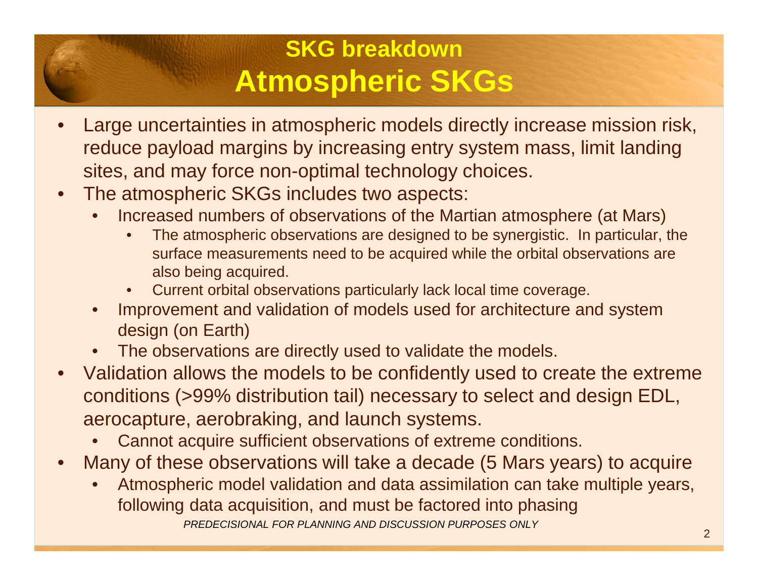## SKG breakdown

# Atmospheric SKGs

- Large uncertainties in atmospheric models directly increase mission risk, reduce payload margins by increasing entry system mass, limit landing sites, and may force non-optimal technology choices.
- The atmospheric SKGs includes two aspects:
  - Increased numbers of observations of the Martian atmosphere (at Mars)
    - The atmospheric observations are designed to be synergistic. In particular, the surface measurements need to be acquired while the orbital observations are also being acquired.
    - Current orbital observations particularly lack local time coverage.
  - Improvement and validation of models used for architecture and system design (on Earth)
  - The observations are directly used to validate the models.
- Validation allows the models to be confidently used to create the extreme conditions (>99% distribution tail) necessary to select and design EDL, aerocapture, aerobraking, and launch systems.
  - Cannot acquire sufficient observations of extreme conditions.
- Many of these observations will take a decade (5 Mars years) to acquire
  - Atmospheric model validation and data assimilation can take multiple years, following data acquisition, and must be factored into phasing

*PREDECISIONAL FOR PLANNING AND DISCUSSION PURPOSES ONLY*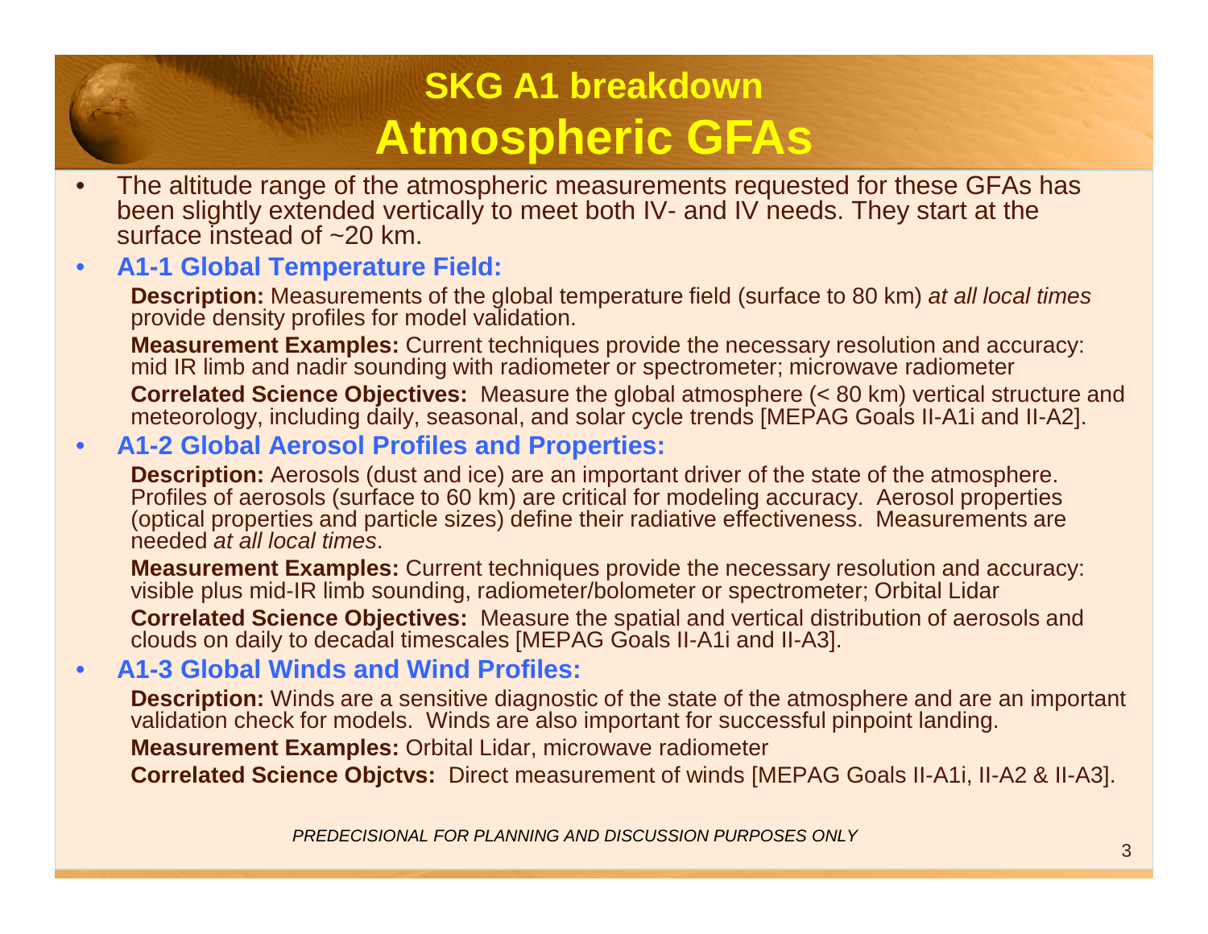# SKG A1 breakdown
# Atmospheric GFAs

- The altitude range of the atmospheric measurements requested for these GFAs has been slightly extended vertically to meet both IV- and IV needs. They start at the surface instead of ~20 km.
- **A1-1 Global Temperature Field:**

  **Description:** Measurements of the global temperature field (surface to 80 km) *at all local times* provide density profiles for model validation.

  **Measurement Examples:** Current techniques provide the necessary resolution and accuracy: mid IR limb and nadir sounding with radiometer or spectrometer; microwave radiometer

  **Correlated Science Objectives:** Measure the global atmosphere (< 80 km) vertical structure and meteorology, including daily, seasonal, and solar cycle trends [MEPAG Goals II-A1i and II-A2].

- **A1-2 Global Aerosol Profiles and Properties:**

  **Description:** Aerosols (dust and ice) are an important driver of the state of the atmosphere. Profiles of aerosols (surface to 60 km) are critical for modeling accuracy. Aerosol properties (optical properties and particle sizes) define their radiative effectiveness. Measurements are needed *at all local times*.

  **Measurement Examples:** Current techniques provide the necessary resolution and accuracy: visible plus mid-IR limb sounding, radiometer/bolometer or spectrometer; Orbital Lidar

  **Correlated Science Objectives:** Measure the spatial and vertical distribution of aerosols and clouds on daily to decadal timescales [MEPAG Goals II-A1i and II-A3].

- **A1-3 Global Winds and Wind Profiles:**

  **Description:** Winds are a sensitive diagnostic of the state of the atmosphere and are an important validation check for models. Winds are also important for successful pinpoint landing.

  **Measurement Examples:** Orbital Lidar, microwave radiometer

  **Correlated Science Objctvs:** Direct measurement of winds [MEPAG Goals II-A1i, II-A2 & II-A3].

*PREDECISIONAL FOR PLANNING AND DISCUSSION PURPOSES ONLY*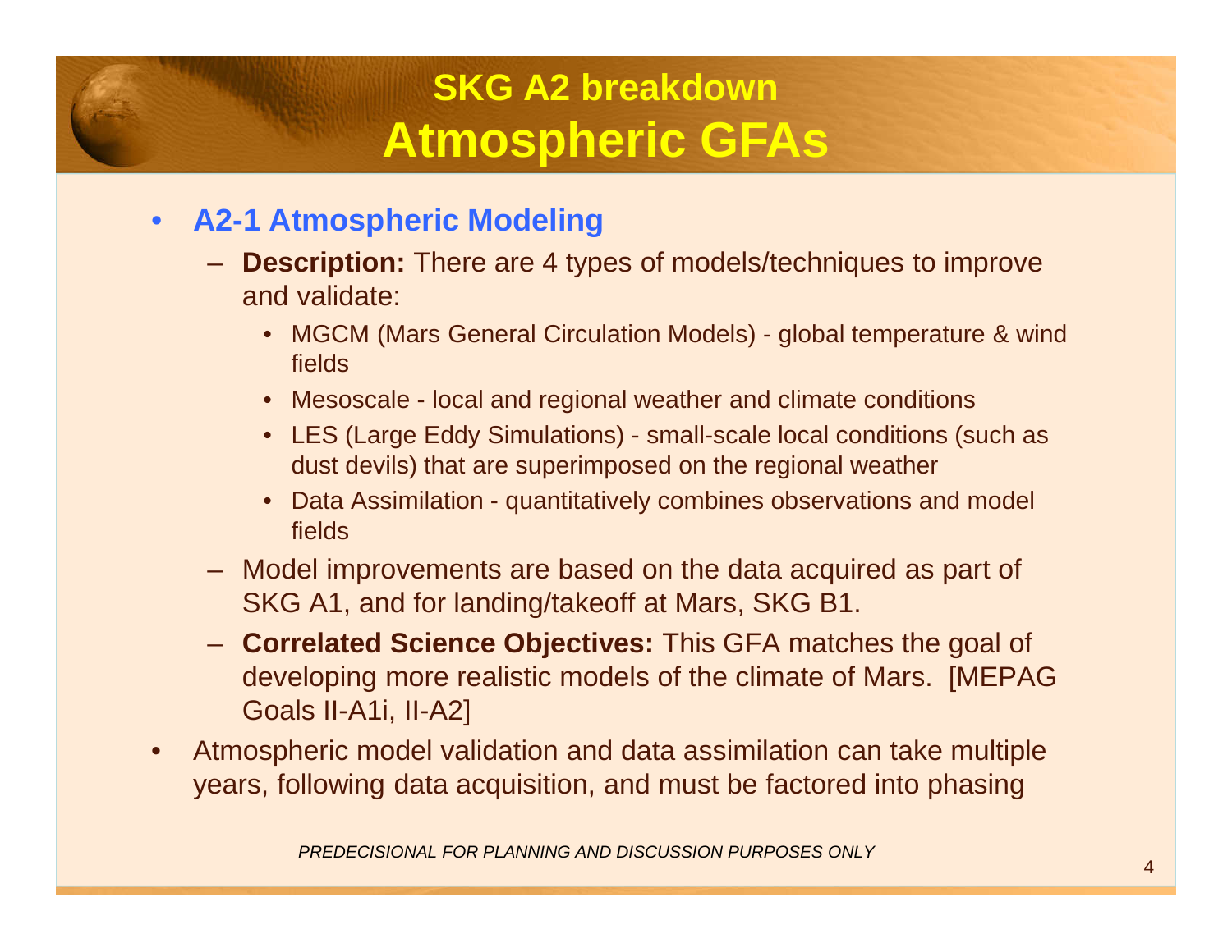# SKG A2 breakdown
# Atmospheric GFAs

- **A2-1 Atmospheric Modeling**
  - **Description:** There are 4 types of models/techniques to improve and validate:
    - MGCM (Mars General Circulation Models) - global temperature & wind fields
    - Mesoscale - local and regional weather and climate conditions
    - LES (Large Eddy Simulations) - small-scale local conditions (such as dust devils) that are superimposed on the regional weather
    - Data Assimilation - quantitatively combines observations and model fields
  - Model improvements are based on the data acquired as part of SKG A1, and for landing/takeoff at Mars, SKG B1.
  - **Correlated Science Objectives:** This GFA matches the goal of developing more realistic models of the climate of Mars. [MEPAG Goals II-A1i, II-A2]
- Atmospheric model validation and data assimilation can take multiple years, following data acquisition, and must be factored into phasing

*PREDECISIONAL FOR PLANNING AND DISCUSSION PURPOSES ONLY*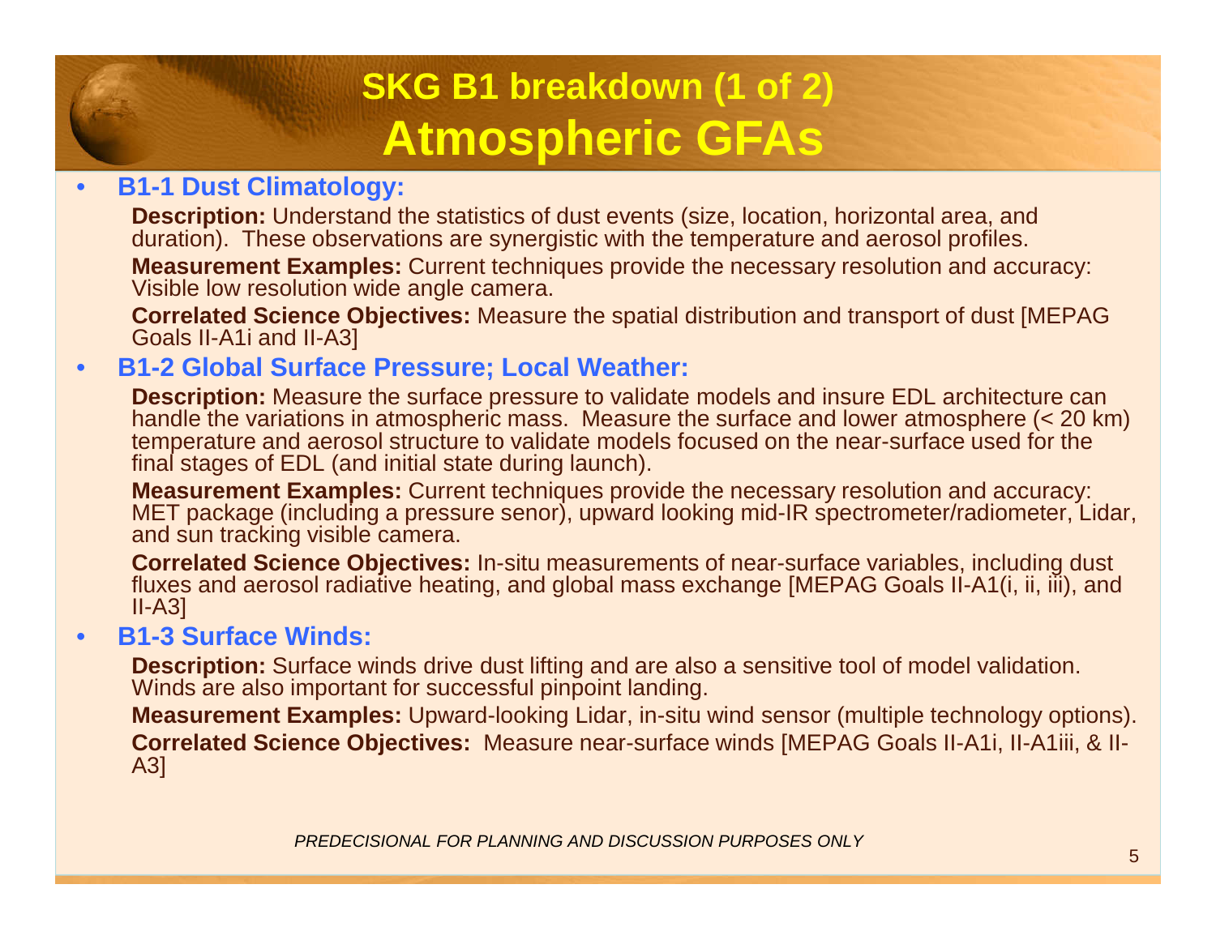# SKG B1 breakdown (1 of 2)
# Atmospheric GFAs

- **B1-1 Dust Climatology:**

  **Description:** Understand the statistics of dust events (size, location, horizontal area, and duration). These observations are synergistic with the temperature and aerosol profiles.

  **Measurement Examples:** Current techniques provide the necessary resolution and accuracy: Visible low resolution wide angle camera.

  **Correlated Science Objectives:** Measure the spatial distribution and transport of dust [MEPAG Goals II-A1i and II-A3]

- **B1-2 Global Surface Pressure; Local Weather:**

  **Description:** Measure the surface pressure to validate models and insure EDL architecture can handle the variations in atmospheric mass. Measure the surface and lower atmosphere (< 20 km) temperature and aerosol structure to validate models focused on the near-surface used for the final stages of EDL (and initial state during launch).

  **Measurement Examples:** Current techniques provide the necessary resolution and accuracy: MET package (including a pressure senor), upward looking mid-IR spectrometer/radiometer, Lidar, and sun tracking visible camera.

  **Correlated Science Objectives:** In-situ measurements of near-surface variables, including dust fluxes and aerosol radiative heating, and global mass exchange [MEPAG Goals II-A1(i, ii, iii), and II-A3]

- **B1-3 Surface Winds:**

  **Description:** Surface winds drive dust lifting and are also a sensitive tool of model validation. Winds are also important for successful pinpoint landing.

  **Measurement Examples:** Upward-looking Lidar, in-situ wind sensor (multiple technology options).

  **Correlated Science Objectives:** Measure near-surface winds [MEPAG Goals II-A1i, II-A1iii, & II-A3]

*PREDECISIONAL FOR PLANNING AND DISCUSSION PURPOSES ONLY*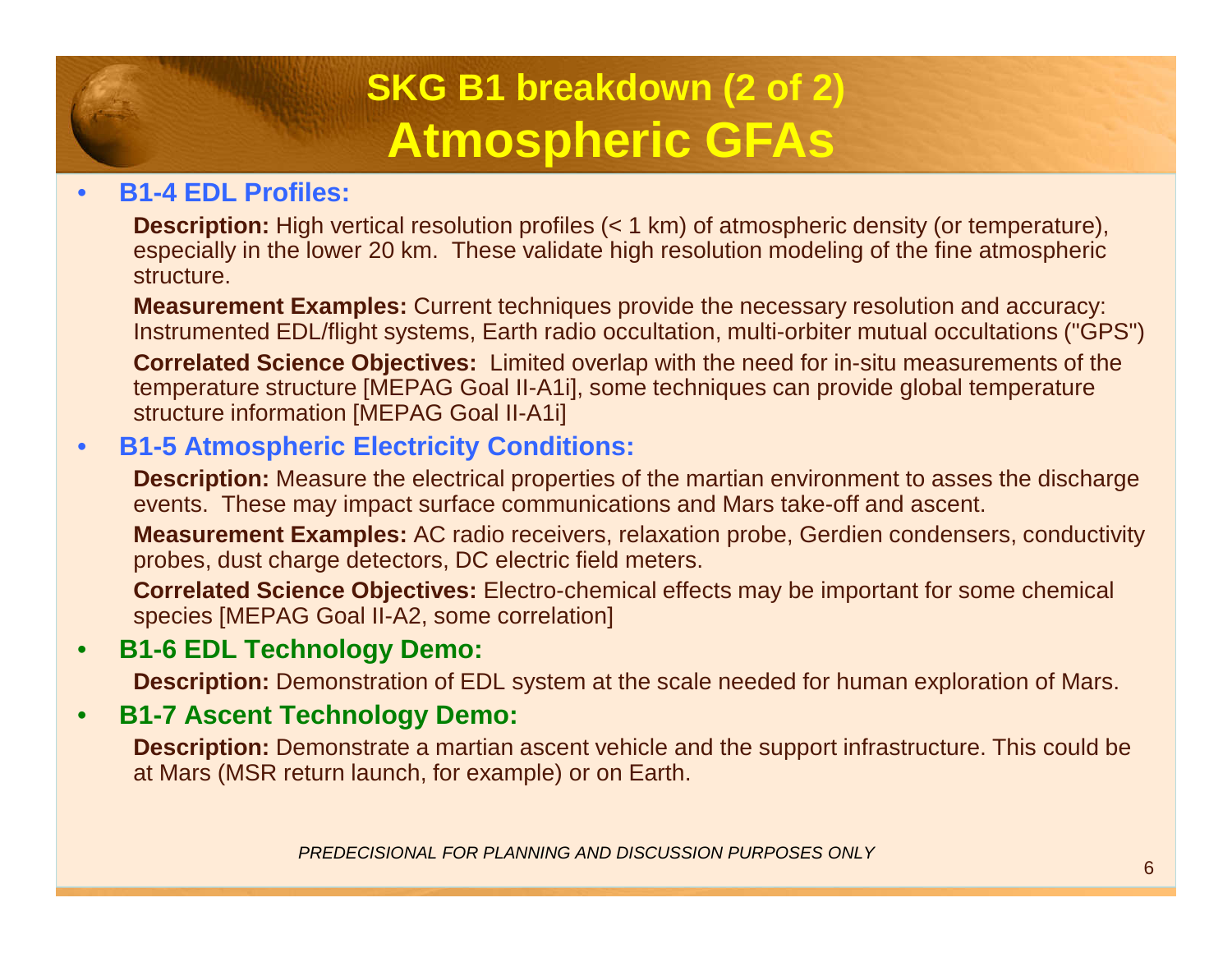# SKG B1 breakdown (2 of 2)
# Atmospheric GFAs

- **B1-4 EDL Profiles:**

  **Description:** High vertical resolution profiles (< 1 km) of atmospheric density (or temperature), especially in the lower 20 km. These validate high resolution modeling of the fine atmospheric structure.

  **Measurement Examples:** Current techniques provide the necessary resolution and accuracy: Instrumented EDL/flight systems, Earth radio occultation, multi-orbiter mutual occultations ("GPS")

  **Correlated Science Objectives:** Limited overlap with the need for in-situ measurements of the temperature structure [MEPAG Goal II-A1i], some techniques can provide global temperature structure information [MEPAG Goal II-A1i]

- **B1-5 Atmospheric Electricity Conditions:**

  **Description:** Measure the electrical properties of the martian environment to asses the discharge events. These may impact surface communications and Mars take-off and ascent.

  **Measurement Examples:** AC radio receivers, relaxation probe, Gerdien condensers, conductivity probes, dust charge detectors, DC electric field meters.

  **Correlated Science Objectives:** Electro-chemical effects may be important for some chemical species [MEPAG Goal II-A2, some correlation]

- **B1-6 EDL Technology Demo:**

  **Description:** Demonstration of EDL system at the scale needed for human exploration of Mars.

- **B1-7 Ascent Technology Demo:**

  **Description:** Demonstrate a martian ascent vehicle and the support infrastructure. This could be at Mars (MSR return launch, for example) or on Earth.

*PREDECISIONAL FOR PLANNING AND DISCUSSION PURPOSES ONLY*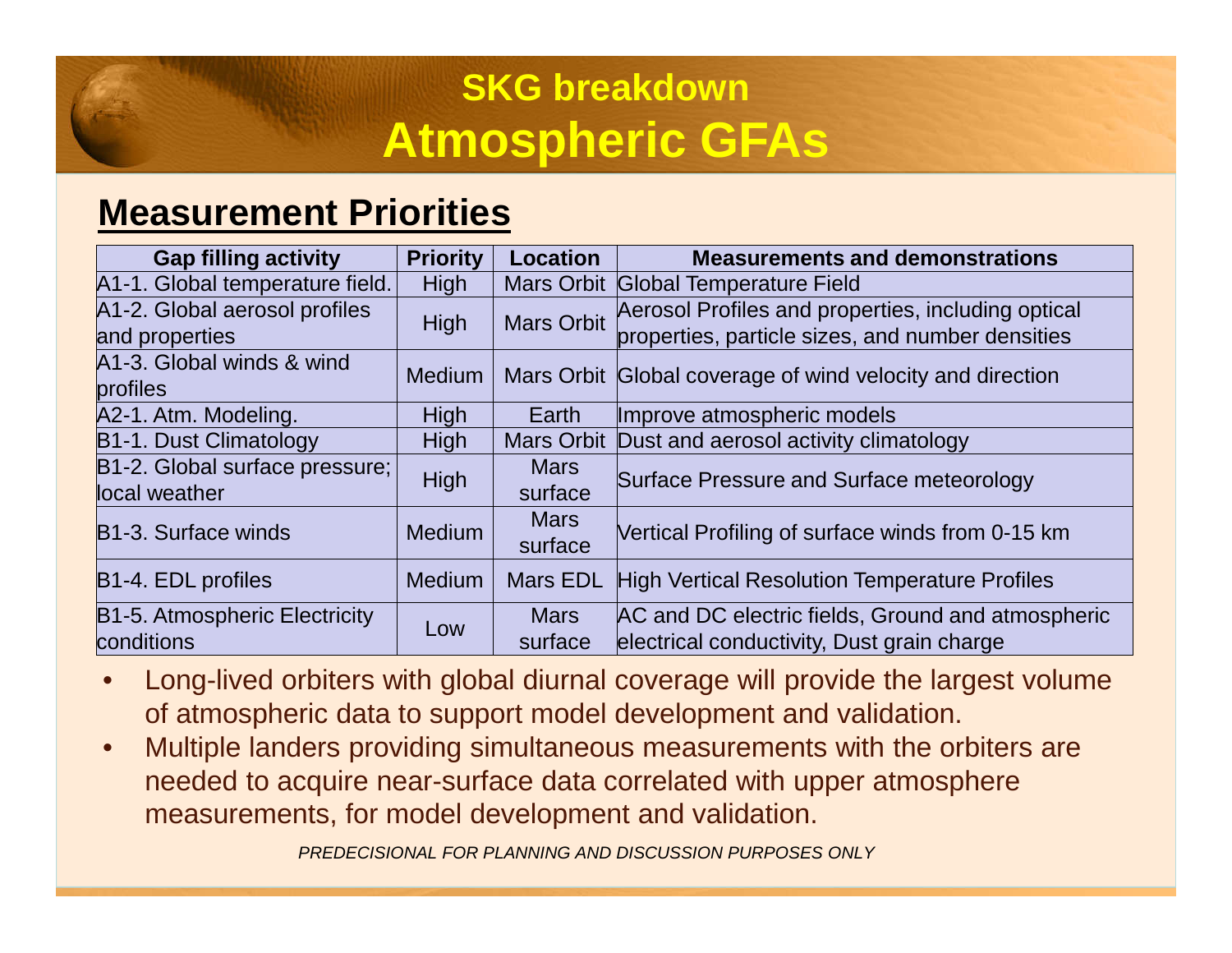# SKG breakdown
# Atmospheric GFAs

## Measurement Priorities

| Gap filling activity | Priority | Location | Measurements and demonstrations |
|---|---|---|---|
| A1-1. Global temperature field. | High | Mars Orbit | Global Temperature Field |
| A1-2. Global aerosol profiles and properties | High | Mars Orbit | Aerosol Profiles and properties, including optical properties, particle sizes, and number densities |
| A1-3. Global winds & wind profiles | Medium | Mars Orbit | Global coverage of wind velocity and direction |
| A2-1. Atm. Modeling. | High | Earth | Improve atmospheric models |
| B1-1. Dust Climatology | High | Mars Orbit | Dust and aerosol activity climatology |
| B1-2. Global surface pressure; local weather | High | Mars surface | Surface Pressure and Surface meteorology |
| B1-3. Surface winds | Medium | Mars surface | Vertical Profiling of surface winds from 0-15 km |
| B1-4. EDL profiles | Medium | Mars EDL | High Vertical Resolution Temperature Profiles |
| B1-5. Atmospheric Electricity conditions | Low | Mars surface | AC and DC electric fields, Ground and atmospheric electrical conductivity, Dust grain charge |

- Long-lived orbiters with global diurnal coverage will provide the largest volume of atmospheric data to support model development and validation.
- Multiple landers providing simultaneous measurements with the orbiters are needed to acquire near-surface data correlated with upper atmosphere measurements, for model development and validation.

*PREDECISIONAL FOR PLANNING AND DISCUSSION PURPOSES ONLY*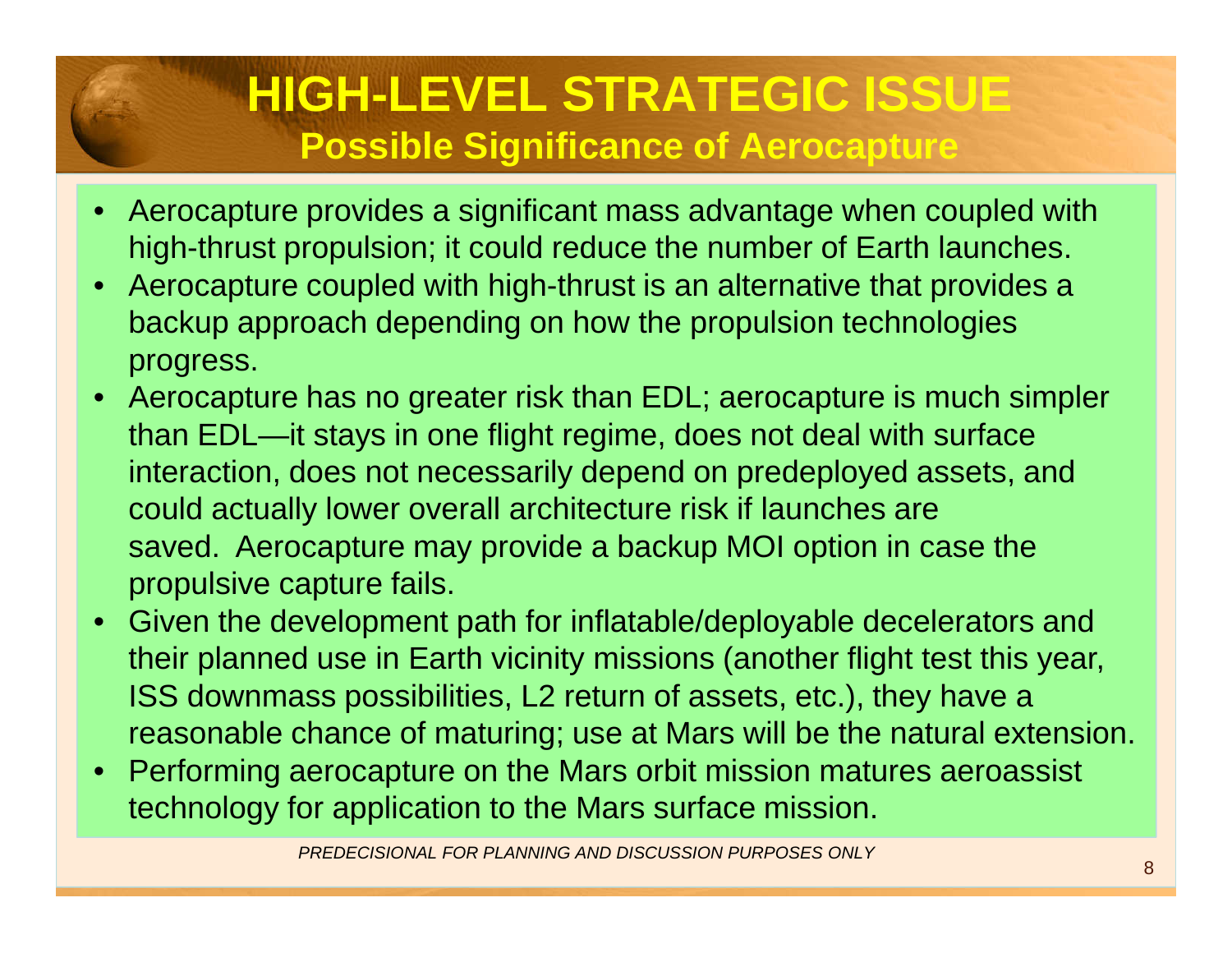# HIGH-LEVEL STRATEGIC ISSUE

## Possible Significance of Aerocapture

- Aerocapture provides a significant mass advantage when coupled with high-thrust propulsion; it could reduce the number of Earth launches.
- Aerocapture coupled with high-thrust is an alternative that provides a backup approach depending on how the propulsion technologies progress.
- Aerocapture has no greater risk than EDL; aerocapture is much simpler than EDL—it stays in one flight regime, does not deal with surface interaction, does not necessarily depend on predeployed assets, and could actually lower overall architecture risk if launches are saved. Aerocapture may provide a backup MOI option in case the propulsive capture fails.
- Given the development path for inflatable/deployable decelerators and their planned use in Earth vicinity missions (another flight test this year, ISS downmass possibilities, L2 return of assets, etc.), they have a reasonable chance of maturing; use at Mars will be the natural extension.
- Performing aerocapture on the Mars orbit mission matures aeroassist technology for application to the Mars surface mission.

*PREDECISIONAL FOR PLANNING AND DISCUSSION PURPOSES ONLY*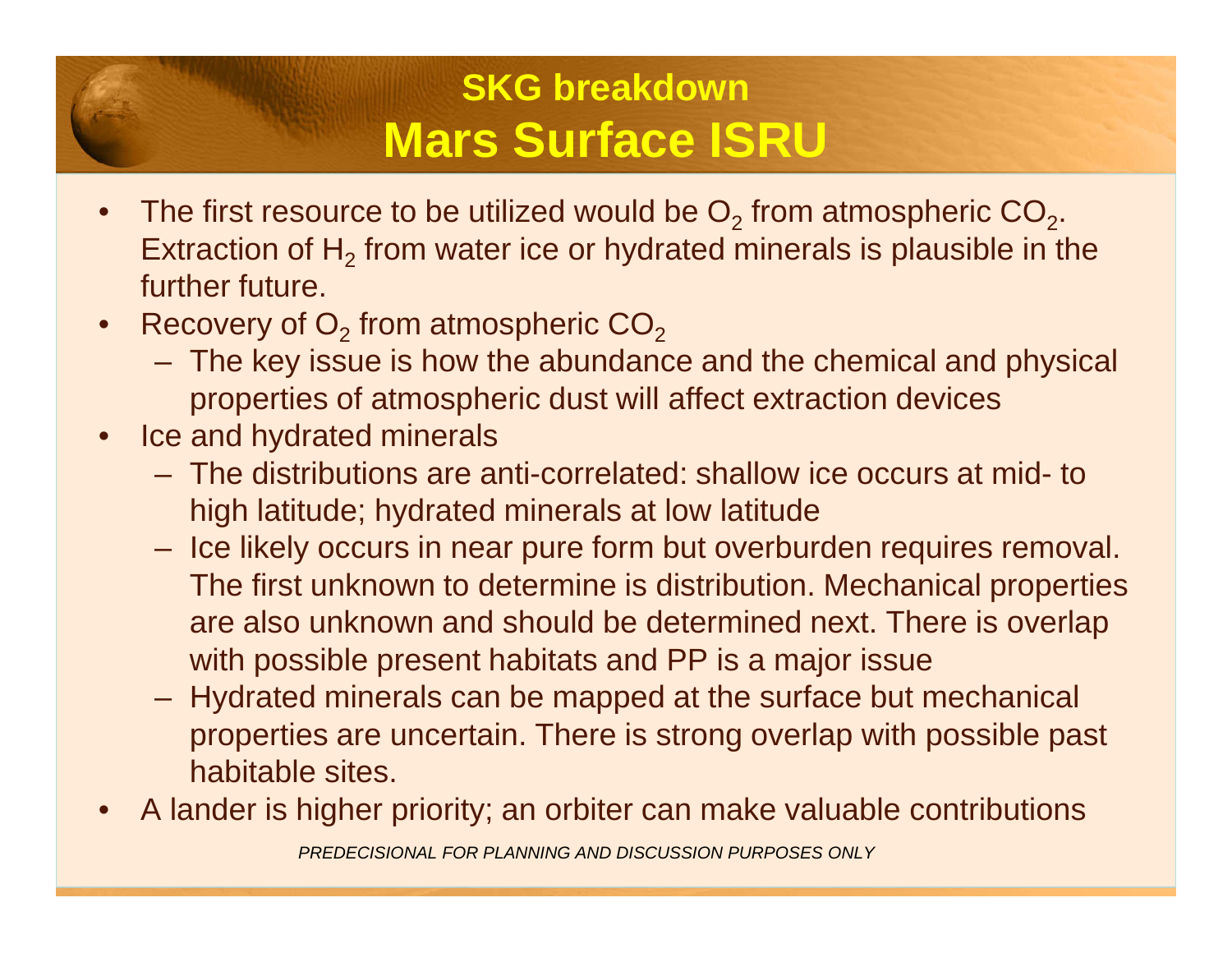# SKG breakdown
# Mars Surface ISRU

- The first resource to be utilized would be $O_2$ from atmospheric $CO_2$. Extraction of $H_2$ from water ice or hydrated minerals is plausible in the further future.
- Recovery of $O_2$ from atmospheric $CO_2$
  - The key issue is how the abundance and the chemical and physical properties of atmospheric dust will affect extraction devices
- Ice and hydrated minerals
  - The distributions are anti-correlated: shallow ice occurs at mid- to high latitude; hydrated minerals at low latitude
  - Ice likely occurs in near pure form but overburden requires removal. The first unknown to determine is distribution. Mechanical properties are also unknown and should be determined next. There is overlap with possible present habitats and PP is a major issue
  - Hydrated minerals can be mapped at the surface but mechanical properties are uncertain. There is strong overlap with possible past habitable sites.
- A lander is higher priority; an orbiter can make valuable contributions

*PREDECISIONAL FOR PLANNING AND DISCUSSION PURPOSES ONLY*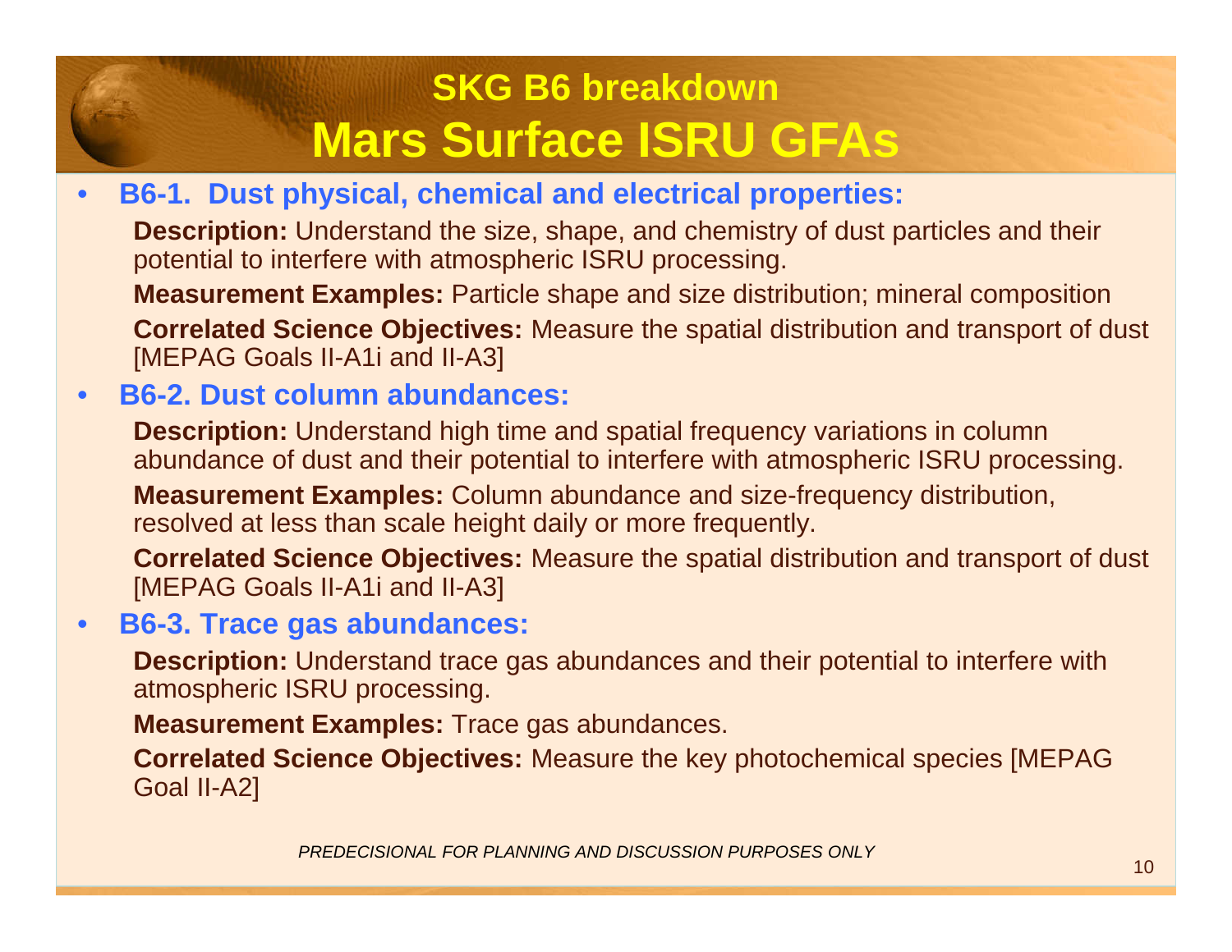## SKG B6 breakdown

# Mars Surface ISRU GFAs

- **B6-1. Dust physical, chemical and electrical properties:**

  **Description:** Understand the size, shape, and chemistry of dust particles and their potential to interfere with atmospheric ISRU processing.

  **Measurement Examples:** Particle shape and size distribution; mineral composition

  **Correlated Science Objectives:** Measure the spatial distribution and transport of dust [MEPAG Goals II-A1i and II-A3]

- **B6-2. Dust column abundances:**

  **Description:** Understand high time and spatial frequency variations in column abundance of dust and their potential to interfere with atmospheric ISRU processing.

  **Measurement Examples:** Column abundance and size-frequency distribution, resolved at less than scale height daily or more frequently.

  **Correlated Science Objectives:** Measure the spatial distribution and transport of dust [MEPAG Goals II-A1i and II-A3]

- **B6-3. Trace gas abundances:**

  **Description:** Understand trace gas abundances and their potential to interfere with atmospheric ISRU processing.

  **Measurement Examples:** Trace gas abundances.

  **Correlated Science Objectives:** Measure the key photochemical species [MEPAG Goal II-A2]

*PREDECISIONAL FOR PLANNING AND DISCUSSION PURPOSES ONLY*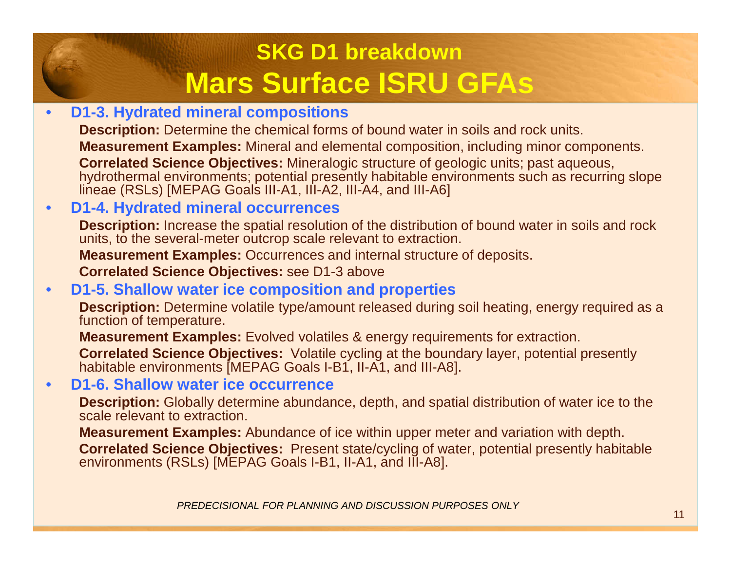# SKG D1 breakdown
# Mars Surface ISRU GFAs

- **D1-3. Hydrated mineral compositions**

  **Description:** Determine the chemical forms of bound water in soils and rock units.

  **Measurement Examples:** Mineral and elemental composition, including minor components.

  **Correlated Science Objectives:** Mineralogic structure of geologic units; past aqueous, hydrothermal environments; potential presently habitable environments such as recurring slope lineae (RSLs) [MEPAG Goals III-A1, III-A2, III-A4, and III-A6]

- **D1-4. Hydrated mineral occurrences**

  **Description:** Increase the spatial resolution of the distribution of bound water in soils and rock units, to the several-meter outcrop scale relevant to extraction.

  **Measurement Examples:** Occurrences and internal structure of deposits.

  **Correlated Science Objectives:** see D1-3 above

- **D1-5. Shallow water ice composition and properties**

  **Description:** Determine volatile type/amount released during soil heating, energy required as a function of temperature.

  **Measurement Examples:** Evolved volatiles & energy requirements for extraction.

  **Correlated Science Objectives:** Volatile cycling at the boundary layer, potential presently habitable environments [MEPAG Goals I-B1, II-A1, and III-A8].

- **D1-6. Shallow water ice occurrence**

  **Description:** Globally determine abundance, depth, and spatial distribution of water ice to the scale relevant to extraction.

  **Measurement Examples:** Abundance of ice within upper meter and variation with depth.

  **Correlated Science Objectives:** Present state/cycling of water, potential presently habitable environments (RSLs) [MEPAG Goals I-B1, II-A1, and III-A8].

*PREDECISIONAL FOR PLANNING AND DISCUSSION PURPOSES ONLY*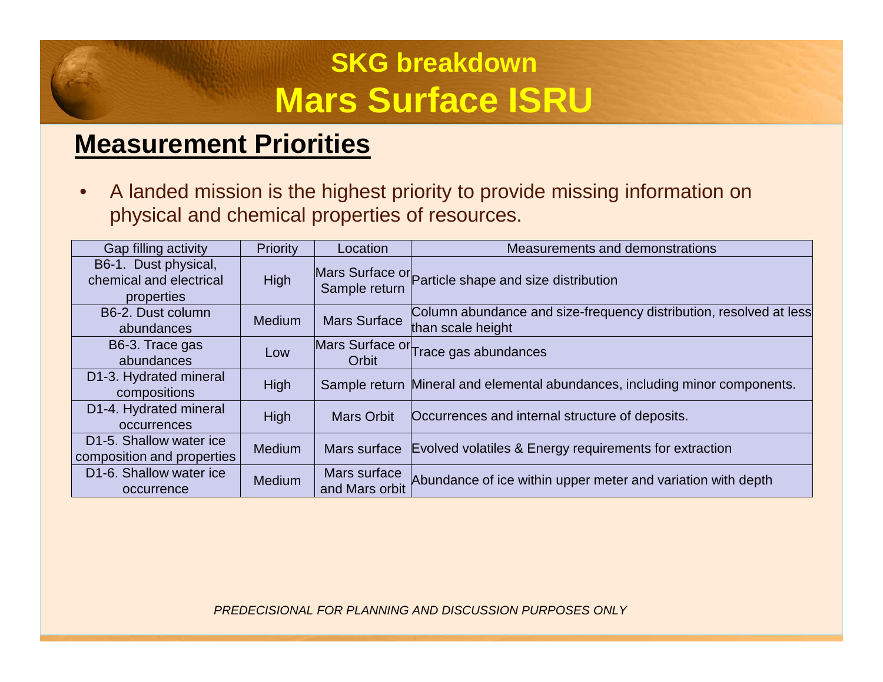# SKG breakdown
# Mars Surface ISRU

## Measurement Priorities

- A landed mission is the highest priority to provide missing information on physical and chemical properties of resources.

| Gap filling activity | Priority | Location | Measurements and demonstrations |
|---|---|---|---|
| B6-1. Dust physical, chemical and electrical properties | High | Mars Surface or Sample return | Particle shape and size distribution |
| B6-2. Dust column abundances | Medium | Mars Surface | Column abundance and size-frequency distribution, resolved at less than scale height |
| B6-3. Trace gas abundances | Low | Mars Surface or Orbit | Trace gas abundances |
| D1-3. Hydrated mineral compositions | High | Sample return | Mineral and elemental abundances, including minor components. |
| D1-4. Hydrated mineral occurrences | High | Mars Orbit | Occurrences and internal structure of deposits. |
| D1-5. Shallow water ice composition and properties | Medium | Mars surface | Evolved volatiles & Energy requirements for extraction |
| D1-6. Shallow water ice occurrence | Medium | Mars surface and Mars orbit | Abundance of ice within upper meter and variation with depth |

*PREDECISIONAL FOR PLANNING AND DISCUSSION PURPOSES ONLY*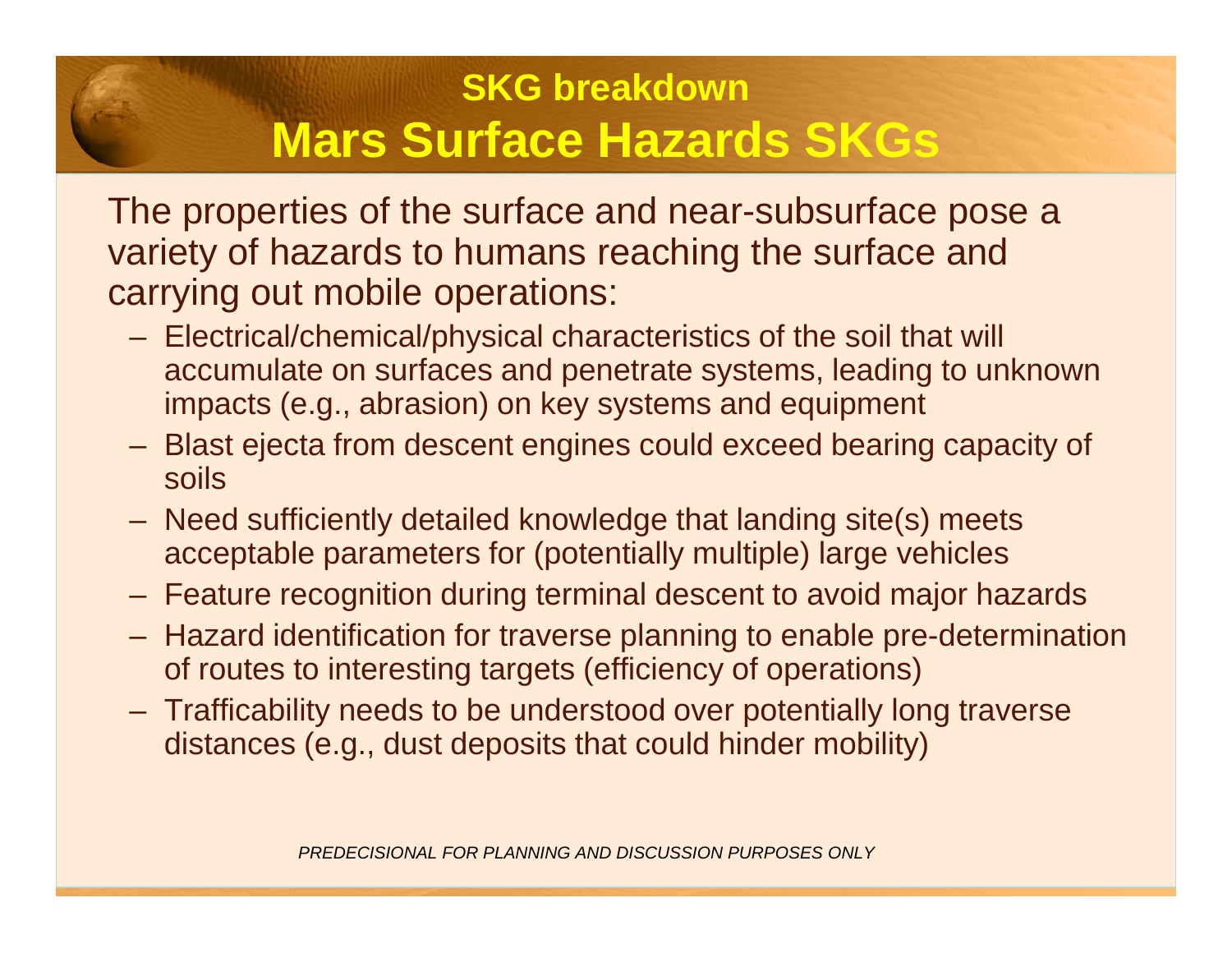## SKG breakdown

# Mars Surface Hazards SKGs

The properties of the surface and near-subsurface pose a variety of hazards to humans reaching the surface and carrying out mobile operations:

- Electrical/chemical/physical characteristics of the soil that will accumulate on surfaces and penetrate systems, leading to unknown impacts (e.g., abrasion) on key systems and equipment
- Blast ejecta from descent engines could exceed bearing capacity of soils
- Need sufficiently detailed knowledge that landing site(s) meets acceptable parameters for (potentially multiple) large vehicles
- Feature recognition during terminal descent to avoid major hazards
- Hazard identification for traverse planning to enable pre-determination of routes to interesting targets (efficiency of operations)
- Trafficability needs to be understood over potentially long traverse distances (e.g., dust deposits that could hinder mobility)

*PREDECISIONAL FOR PLANNING AND DISCUSSION PURPOSES ONLY*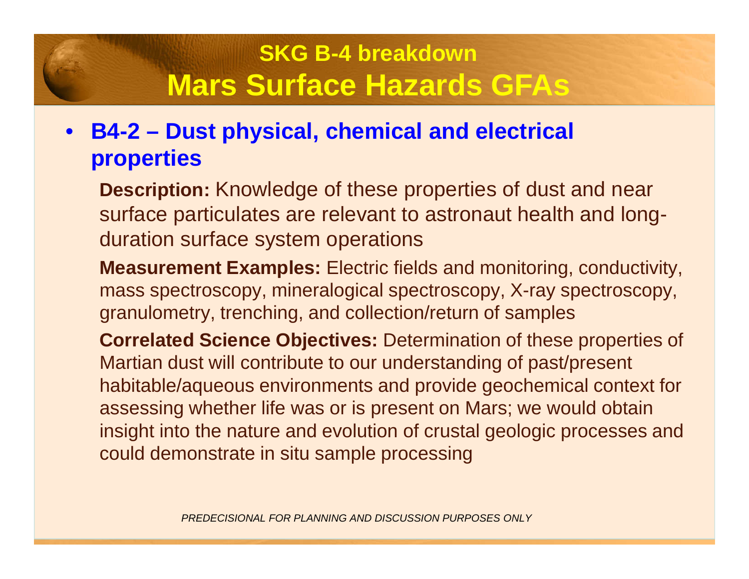# SKG B-4 breakdown

## Mars Surface Hazards GFAs

- **B4-2 – Dust physical, chemical and electrical properties**

  **Description:** Knowledge of these properties of dust and near surface particulates are relevant to astronaut health and long-duration surface system operations

  **Measurement Examples:** Electric fields and monitoring, conductivity, mass spectroscopy, mineralogical spectroscopy, X-ray spectroscopy, granulometry, trenching, and collection/return of samples

  **Correlated Science Objectives:** Determination of these properties of Martian dust will contribute to our understanding of past/present habitable/aqueous environments and provide geochemical context for assessing whether life was or is present on Mars; we would obtain insight into the nature and evolution of crustal geologic processes and could demonstrate in situ sample processing

*PREDECISIONAL FOR PLANNING AND DISCUSSION PURPOSES ONLY*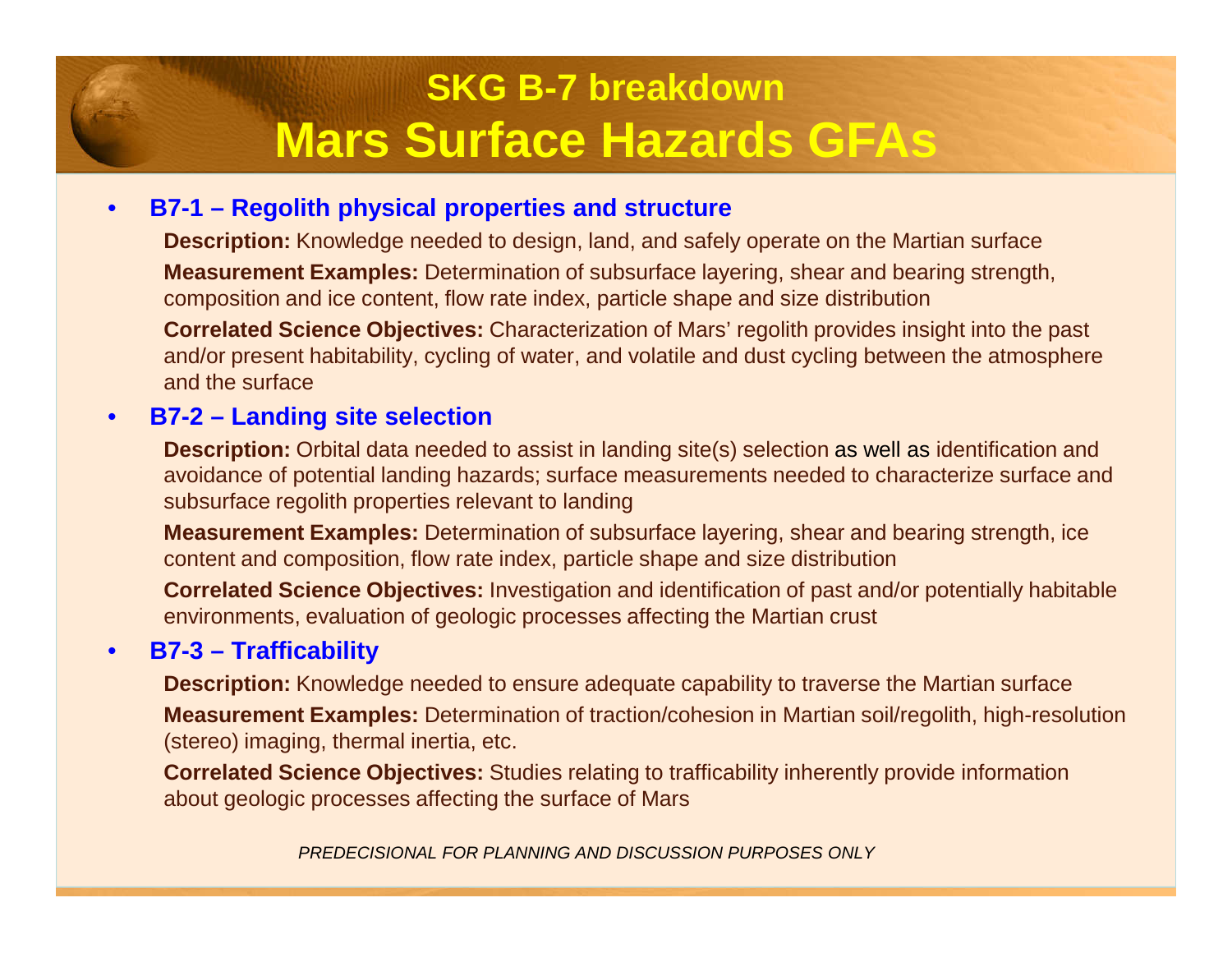## SKG B-7 breakdown

# Mars Surface Hazards GFAs

- **B7-1 – Regolith physical properties and structure**

  **Description:** Knowledge needed to design, land, and safely operate on the Martian surface

  **Measurement Examples:** Determination of subsurface layering, shear and bearing strength, composition and ice content, flow rate index, particle shape and size distribution

  **Correlated Science Objectives:** Characterization of Mars' regolith provides insight into the past and/or present habitability, cycling of water, and volatile and dust cycling between the atmosphere and the surface

- **B7-2 – Landing site selection**

  **Description:** Orbital data needed to assist in landing site(s) selection as well as identification and avoidance of potential landing hazards; surface measurements needed to characterize surface and subsurface regolith properties relevant to landing

  **Measurement Examples:** Determination of subsurface layering, shear and bearing strength, ice content and composition, flow rate index, particle shape and size distribution

  **Correlated Science Objectives:** Investigation and identification of past and/or potentially habitable environments, evaluation of geologic processes affecting the Martian crust

- **B7-3 – Trafficability**

  **Description:** Knowledge needed to ensure adequate capability to traverse the Martian surface

  **Measurement Examples:** Determination of traction/cohesion in Martian soil/regolith, high-resolution (stereo) imaging, thermal inertia, etc.

  **Correlated Science Objectives:** Studies relating to trafficability inherently provide information about geologic processes affecting the surface of Mars

*PREDECISIONAL FOR PLANNING AND DISCUSSION PURPOSES ONLY*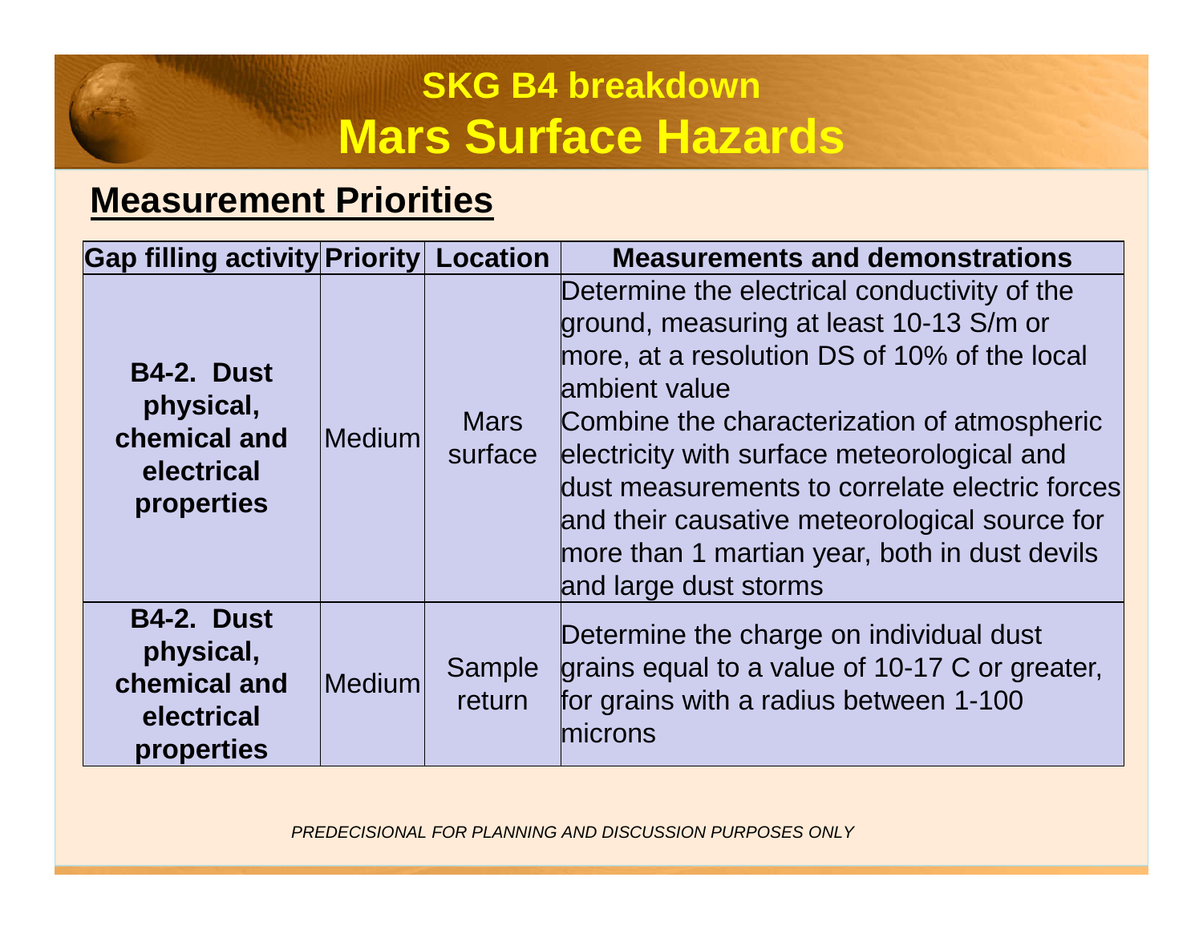# SKG B4 breakdown
# Mars Surface Hazards

## Measurement Priorities

| Gap filling activity | Priority | Location | Measurements and demonstrations |
|---|---|---|---|
| **B4-2. Dust physical, chemical and electrical properties** | Medium | Mars surface | Determine the electrical conductivity of the ground, measuring at least 10-13 S/m or more, at a resolution DS of 10% of the local ambient value<br>Combine the characterization of atmospheric electricity with surface meteorological and dust measurements to correlate electric forces and their causative meteorological source for more than 1 martian year, both in dust devils and large dust storms |
| **B4-2. Dust physical, chemical and electrical properties** | Medium | Sample return | Determine the charge on individual dust grains equal to a value of 10-17 C or greater, for grains with a radius between 1-100 microns |

*PREDECISIONAL FOR PLANNING AND DISCUSSION PURPOSES ONLY*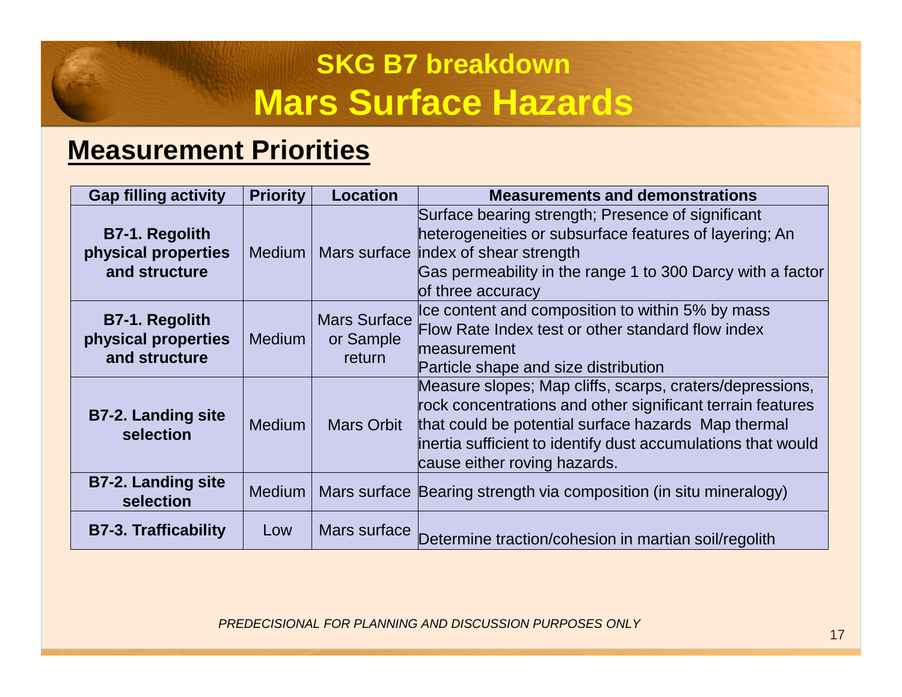# SKG B7 breakdown
# Mars Surface Hazards

## Measurement Priorities

| Gap filling activity | Priority | Location | Measurements and demonstrations |
|---|---|---|---|
| **B7-1. Regolith physical properties and structure** | Medium | Mars surface | Surface bearing strength; Presence of significant heterogeneities or subsurface features of layering; An index of shear strength<br>Gas permeability in the range 1 to 300 Darcy with a factor of three accuracy |
| **B7-1. Regolith physical properties and structure** | Medium | Mars Surface or Sample return | Ice content and composition to within 5% by mass<br>Flow Rate Index test or other standard flow index measurement<br>Particle shape and size distribution |
| **B7-2. Landing site selection** | Medium | Mars Orbit | Measure slopes; Map cliffs, scarps, craters/depressions, rock concentrations and other significant terrain features that could be potential surface hazards Map thermal inertia sufficient to identify dust accumulations that would cause either roving hazards. |
| **B7-2. Landing site selection** | Medium | Mars surface | Bearing strength via composition (in situ mineralogy) |
| **B7-3. Trafficability** | Low | Mars surface | Determine traction/cohesion in martian soil/regolith |

*PREDECISIONAL FOR PLANNING AND DISCUSSION PURPOSES ONLY*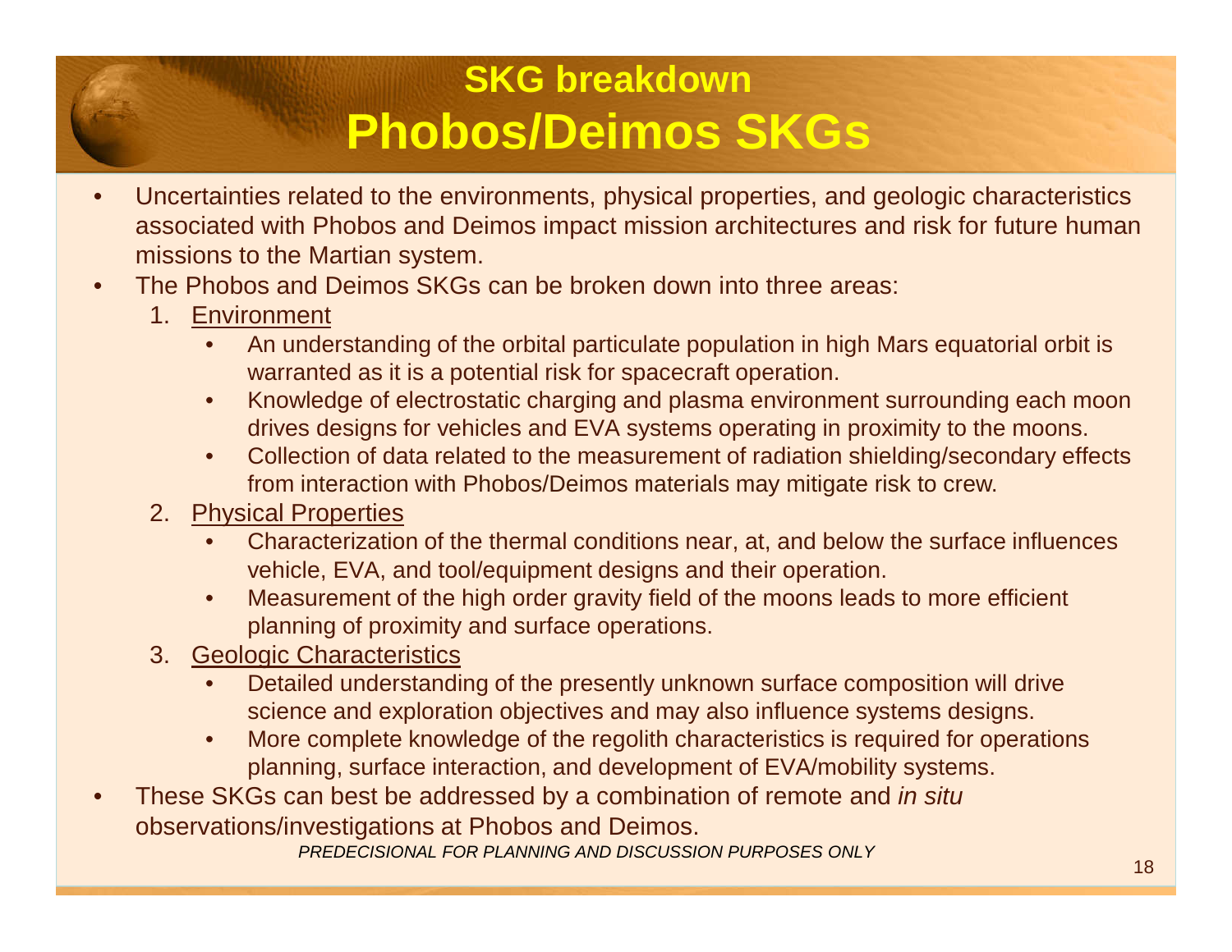## SKG breakdown

# Phobos/Deimos SKGs

- Uncertainties related to the environments, physical properties, and geologic characteristics associated with Phobos and Deimos impact mission architectures and risk for future human missions to the Martian system.
- The Phobos and Deimos SKGs can be broken down into three areas:
  1. Environment
     - An understanding of the orbital particulate population in high Mars equatorial orbit is warranted as it is a potential risk for spacecraft operation.
     - Knowledge of electrostatic charging and plasma environment surrounding each moon drives designs for vehicles and EVA systems operating in proximity to the moons.
     - Collection of data related to the measurement of radiation shielding/secondary effects from interaction with Phobos/Deimos materials may mitigate risk to crew.
  2. Physical Properties
     - Characterization of the thermal conditions near, at, and below the surface influences vehicle, EVA, and tool/equipment designs and their operation.
     - Measurement of the high order gravity field of the moons leads to more efficient planning of proximity and surface operations.
  3. Geologic Characteristics
     - Detailed understanding of the presently unknown surface composition will drive science and exploration objectives and may also influence systems designs.
     - More complete knowledge of the regolith characteristics is required for operations planning, surface interaction, and development of EVA/mobility systems.
- These SKGs can best be addressed by a combination of remote and *in situ* observations/investigations at Phobos and Deimos.

*PREDECISIONAL FOR PLANNING AND DISCUSSION PURPOSES ONLY*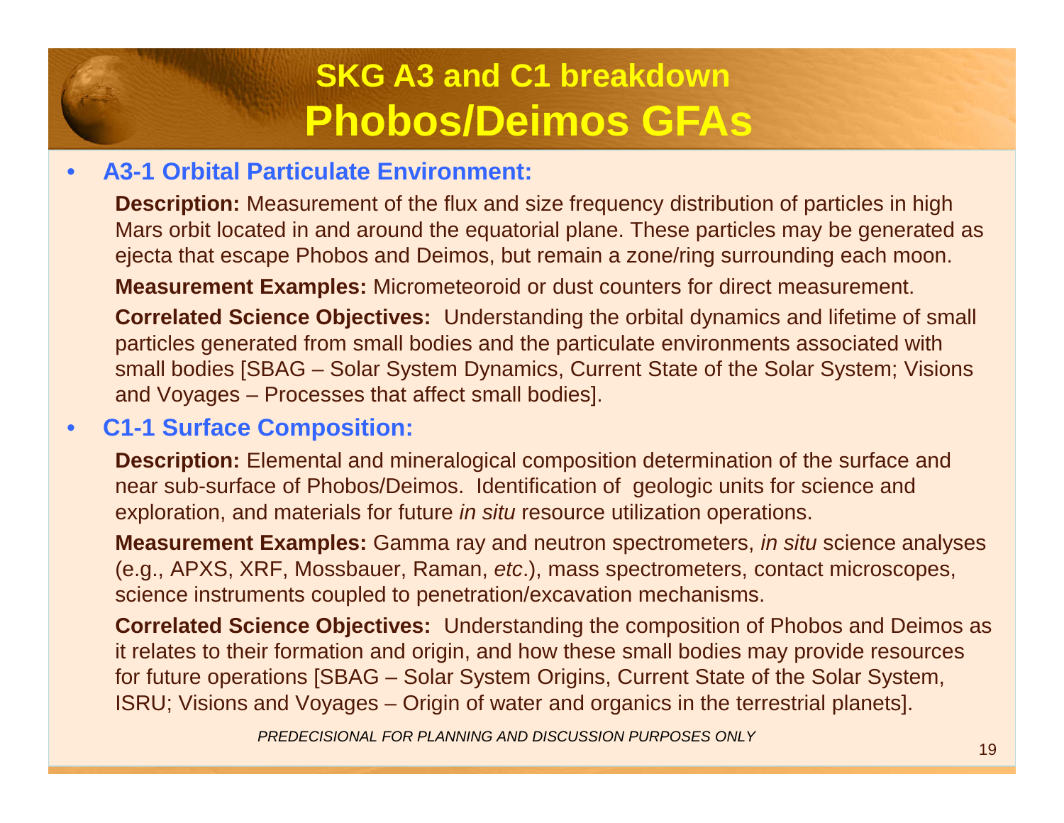# SKG A3 and C1 breakdown
# Phobos/Deimos GFAs

- **A3-1 Orbital Particulate Environment:**

  **Description:** Measurement of the flux and size frequency distribution of particles in high Mars orbit located in and around the equatorial plane. These particles may be generated as ejecta that escape Phobos and Deimos, but remain a zone/ring surrounding each moon.

  **Measurement Examples:** Micrometeoroid or dust counters for direct measurement.

  **Correlated Science Objectives:** Understanding the orbital dynamics and lifetime of small particles generated from small bodies and the particulate environments associated with small bodies [SBAG – Solar System Dynamics, Current State of the Solar System; Visions and Voyages – Processes that affect small bodies].

- **C1-1 Surface Composition:**

  **Description:** Elemental and mineralogical composition determination of the surface and near sub-surface of Phobos/Deimos. Identification of geologic units for science and exploration, and materials for future *in situ* resource utilization operations.

  **Measurement Examples:** Gamma ray and neutron spectrometers, *in situ* science analyses (e.g., APXS, XRF, Mossbauer, Raman, *etc*.), mass spectrometers, contact microscopes, science instruments coupled to penetration/excavation mechanisms.

  **Correlated Science Objectives:** Understanding the composition of Phobos and Deimos as it relates to their formation and origin, and how these small bodies may provide resources for future operations [SBAG – Solar System Origins, Current State of the Solar System, ISRU; Visions and Voyages – Origin of water and organics in the terrestrial planets].

*PREDECISIONAL FOR PLANNING AND DISCUSSION PURPOSES ONLY*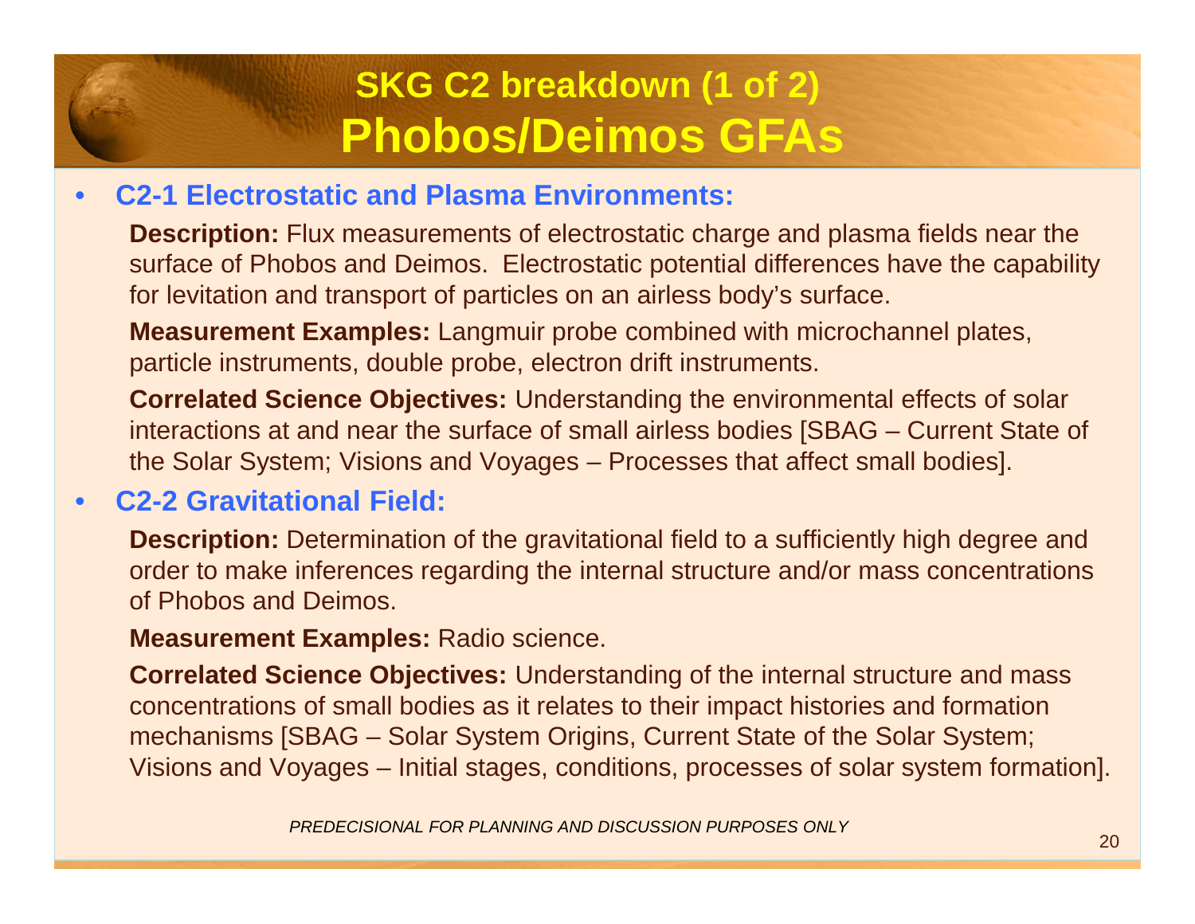# SKG C2 breakdown (1 of 2)
# Phobos/Deimos GFAs

- **C2-1 Electrostatic and Plasma Environments:**

  **Description:** Flux measurements of electrostatic charge and plasma fields near the surface of Phobos and Deimos. Electrostatic potential differences have the capability for levitation and transport of particles on an airless body's surface.

  **Measurement Examples:** Langmuir probe combined with microchannel plates, particle instruments, double probe, electron drift instruments.

  **Correlated Science Objectives:** Understanding the environmental effects of solar interactions at and near the surface of small airless bodies [SBAG – Current State of the Solar System; Visions and Voyages – Processes that affect small bodies].

- **C2-2 Gravitational Field:**

  **Description:** Determination of the gravitational field to a sufficiently high degree and order to make inferences regarding the internal structure and/or mass concentrations of Phobos and Deimos.

  **Measurement Examples:** Radio science.

  **Correlated Science Objectives:** Understanding of the internal structure and mass concentrations of small bodies as it relates to their impact histories and formation mechanisms [SBAG – Solar System Origins, Current State of the Solar System; Visions and Voyages – Initial stages, conditions, processes of solar system formation].

*PREDECISIONAL FOR PLANNING AND DISCUSSION PURPOSES ONLY*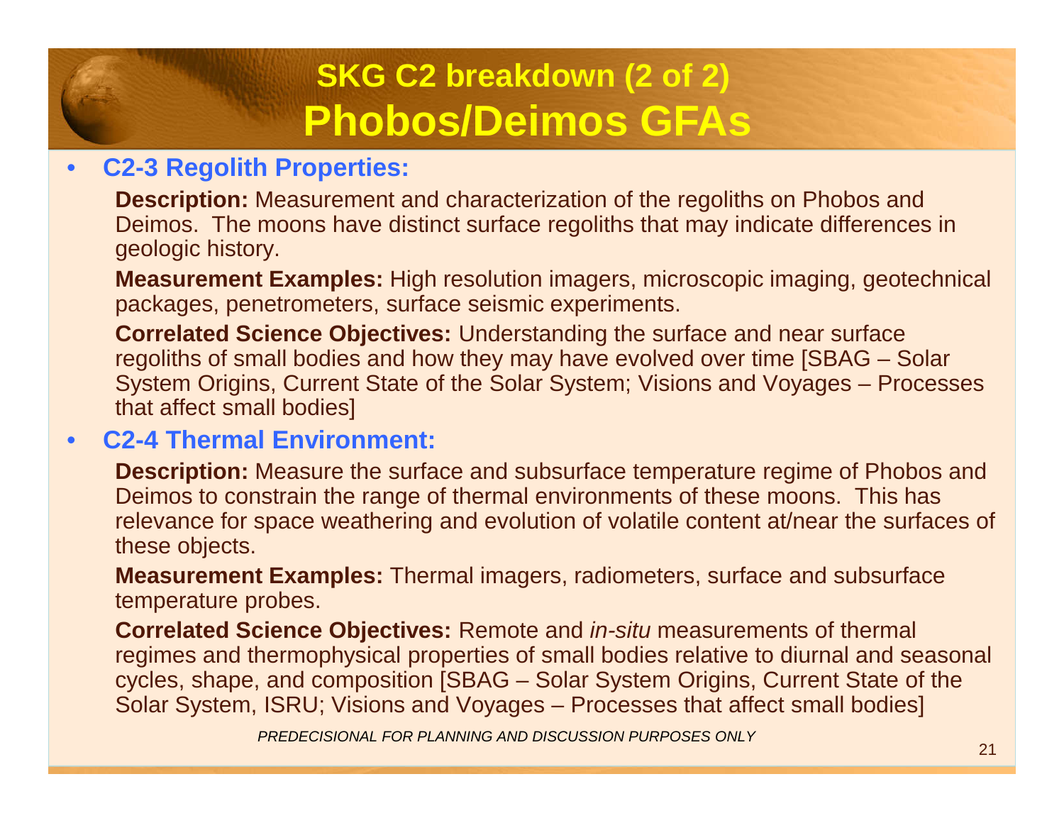# SKG C2 breakdown (2 of 2)
## Phobos/Deimos GFAs

- **C2-3 Regolith Properties:**

  **Description:** Measurement and characterization of the regoliths on Phobos and Deimos. The moons have distinct surface regoliths that may indicate differences in geologic history.

  **Measurement Examples:** High resolution imagers, microscopic imaging, geotechnical packages, penetrometers, surface seismic experiments.

  **Correlated Science Objectives:** Understanding the surface and near surface regoliths of small bodies and how they may have evolved over time [SBAG – Solar System Origins, Current State of the Solar System; Visions and Voyages – Processes that affect small bodies]

- **C2-4 Thermal Environment:**

  **Description:** Measure the surface and subsurface temperature regime of Phobos and Deimos to constrain the range of thermal environments of these moons. This has relevance for space weathering and evolution of volatile content at/near the surfaces of these objects.

  **Measurement Examples:** Thermal imagers, radiometers, surface and subsurface temperature probes.

  **Correlated Science Objectives:** Remote and *in-situ* measurements of thermal regimes and thermophysical properties of small bodies relative to diurnal and seasonal cycles, shape, and composition [SBAG – Solar System Origins, Current State of the Solar System, ISRU; Visions and Voyages – Processes that affect small bodies]

*PREDECISIONAL FOR PLANNING AND DISCUSSION PURPOSES ONLY*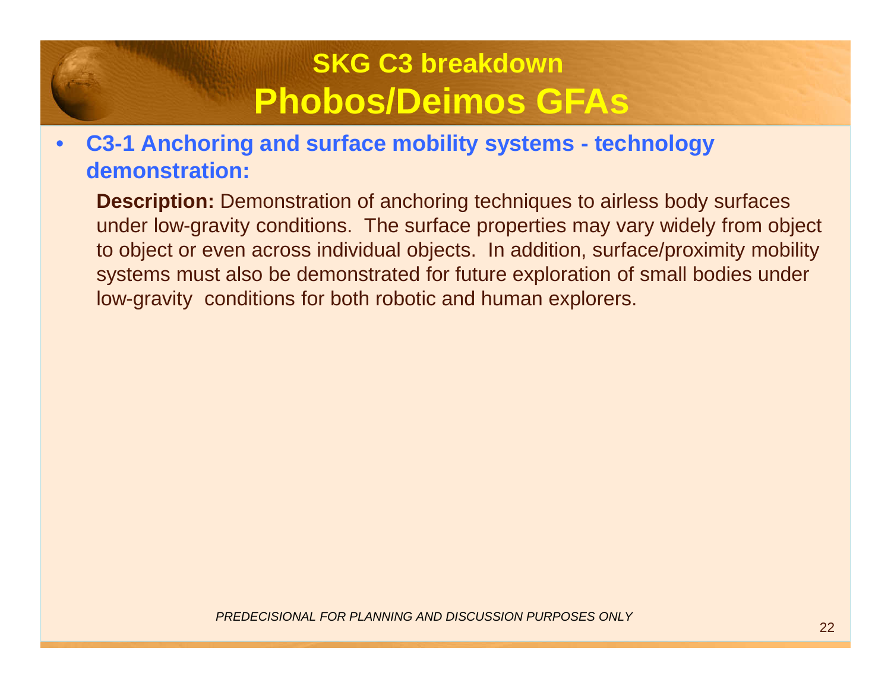# SKG C3 breakdown
# Phobos/Deimos GFAs

- **C3-1 Anchoring and surface mobility systems - technology demonstration:**

  **Description:** Demonstration of anchoring techniques to airless body surfaces under low-gravity conditions. The surface properties may vary widely from object to object or even across individual objects. In addition, surface/proximity mobility systems must also be demonstrated for future exploration of small bodies under low-gravity conditions for both robotic and human explorers.

*PREDECISIONAL FOR PLANNING AND DISCUSSION PURPOSES ONLY*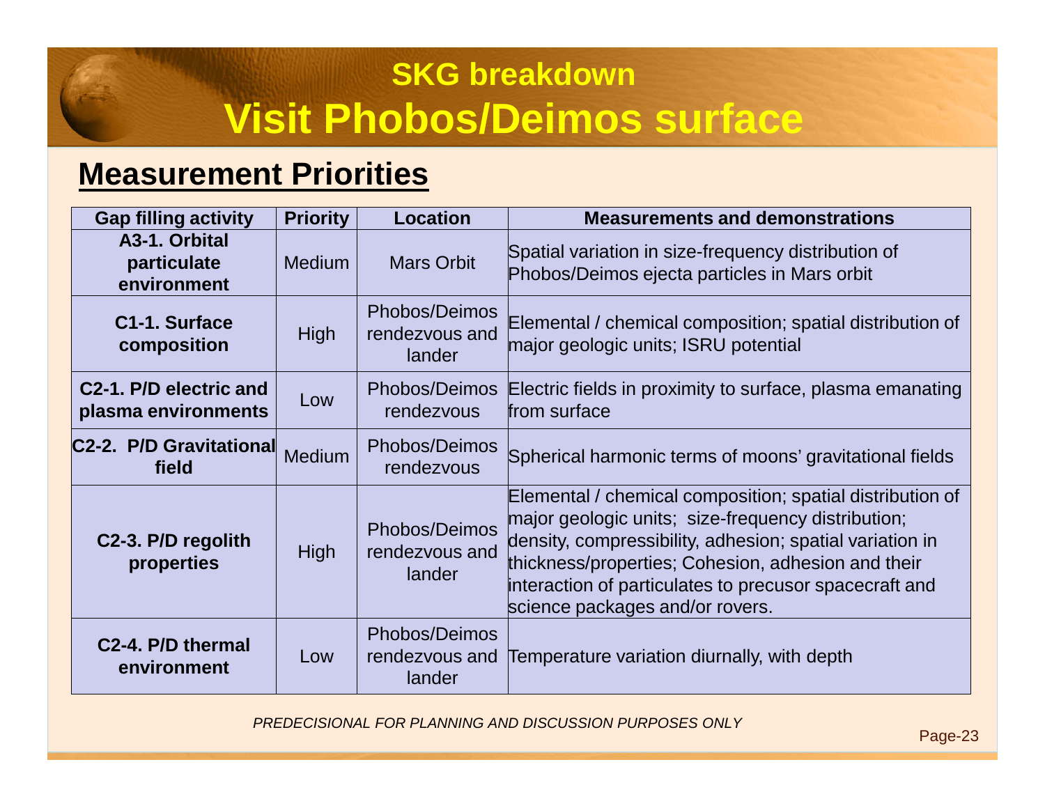# SKG breakdown
# Visit Phobos/Deimos surface

## Measurement Priorities

| Gap filling activity | Priority | Location | Measurements and demonstrations |
|---|---|---|---|
| **A3-1. Orbital particulate environment** | Medium | Mars Orbit | Spatial variation in size-frequency distribution of Phobos/Deimos ejecta particles in Mars orbit |
| **C1-1. Surface composition** | High | Phobos/Deimos rendezvous and lander | Elemental / chemical composition; spatial distribution of major geologic units; ISRU potential |
| **C2-1. P/D electric and plasma environments** | Low | Phobos/Deimos rendezvous | Electric fields in proximity to surface, plasma emanating from surface |
| **C2-2. P/D Gravitational field** | Medium | Phobos/Deimos rendezvous | Spherical harmonic terms of moons' gravitational fields |
| **C2-3. P/D regolith properties** | High | Phobos/Deimos rendezvous and lander | Elemental / chemical composition; spatial distribution of major geologic units; size-frequency distribution; density, compressibility, adhesion; spatial variation in thickness/properties; Cohesion, adhesion and their interaction of particulates to precusor spacecraft and science packages and/or rovers. |
| **C2-4. P/D thermal environment** | Low | Phobos/Deimos rendezvous and lander | Temperature variation diurnally, with depth |

*PREDECISIONAL FOR PLANNING AND DISCUSSION PURPOSES ONLY*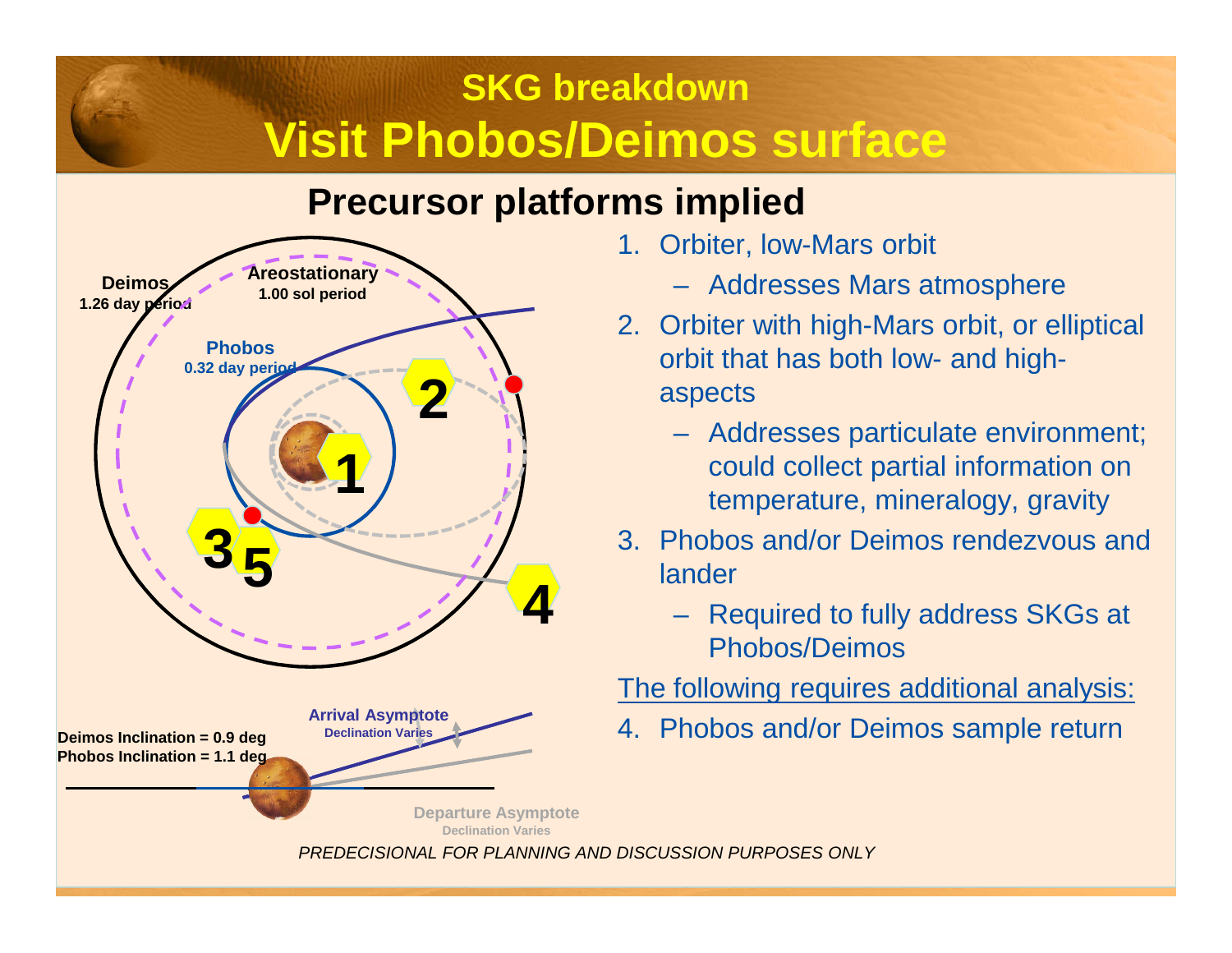# SKG breakdown

# Visit Phobos/Deimos surface

## Precursor platforms implied

Deimos
1.26 day period

Areostationary
1.00 sol period

Phobos
0.32 day period

2

1

3

5

4

Arrival Asymptote
Declination Varies

Deimos Inclination = 0.9 deg
Phobos Inclination = 1.1 deg

Departure Asymptote
Declination Varies

1. Orbiter, low-Mars orbit
   – Addresses Mars atmosphere
2. Orbiter with high-Mars orbit, or elliptical orbit that has both low- and high- aspects
   – Addresses particulate environment; could collect partial information on temperature, mineralogy, gravity
3. Phobos and/or Deimos rendezvous and lander
   – Required to fully address SKGs at Phobos/Deimos

<u>The following requires additional analysis:</u>

4. Phobos and/or Deimos sample return

*PREDECISIONAL FOR PLANNING AND DISCUSSION PURPOSES ONLY*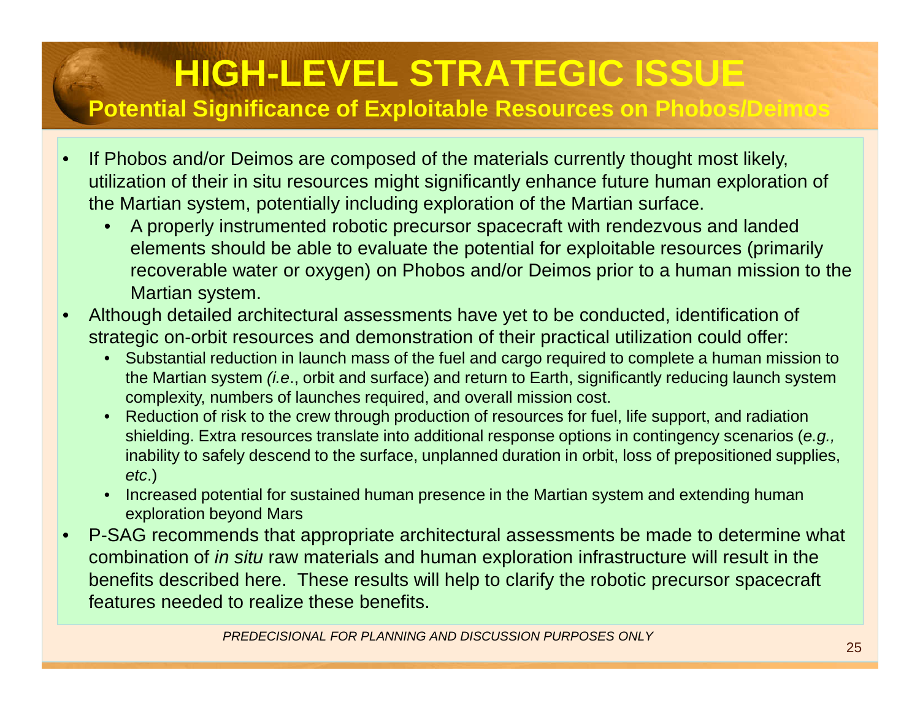# HIGH-LEVEL STRATEGIC ISSUE

## Potential Significance of Exploitable Resources on Phobos/Deimos

- If Phobos and/or Deimos are composed of the materials currently thought most likely, utilization of their in situ resources might significantly enhance future human exploration of the Martian system, potentially including exploration of the Martian surface.
  - A properly instrumented robotic precursor spacecraft with rendezvous and landed elements should be able to evaluate the potential for exploitable resources (primarily recoverable water or oxygen) on Phobos and/or Deimos prior to a human mission to the Martian system.
- Although detailed architectural assessments have yet to be conducted, identification of strategic on-orbit resources and demonstration of their practical utilization could offer:
  - Substantial reduction in launch mass of the fuel and cargo required to complete a human mission to the Martian system *(i.e.*, orbit and surface) and return to Earth, significantly reducing launch system complexity, numbers of launches required, and overall mission cost.
  - Reduction of risk to the crew through production of resources for fuel, life support, and radiation shielding. Extra resources translate into additional response options in contingency scenarios (*e.g.,* inability to safely descend to the surface, unplanned duration in orbit, loss of prepositioned supplies, *etc*.)
  - Increased potential for sustained human presence in the Martian system and extending human exploration beyond Mars
- P-SAG recommends that appropriate architectural assessments be made to determine what combination of *in situ* raw materials and human exploration infrastructure will result in the benefits described here. These results will help to clarify the robotic precursor spacecraft features needed to realize these benefits.

*PREDECISIONAL FOR PLANNING AND DISCUSSION PURPOSES ONLY*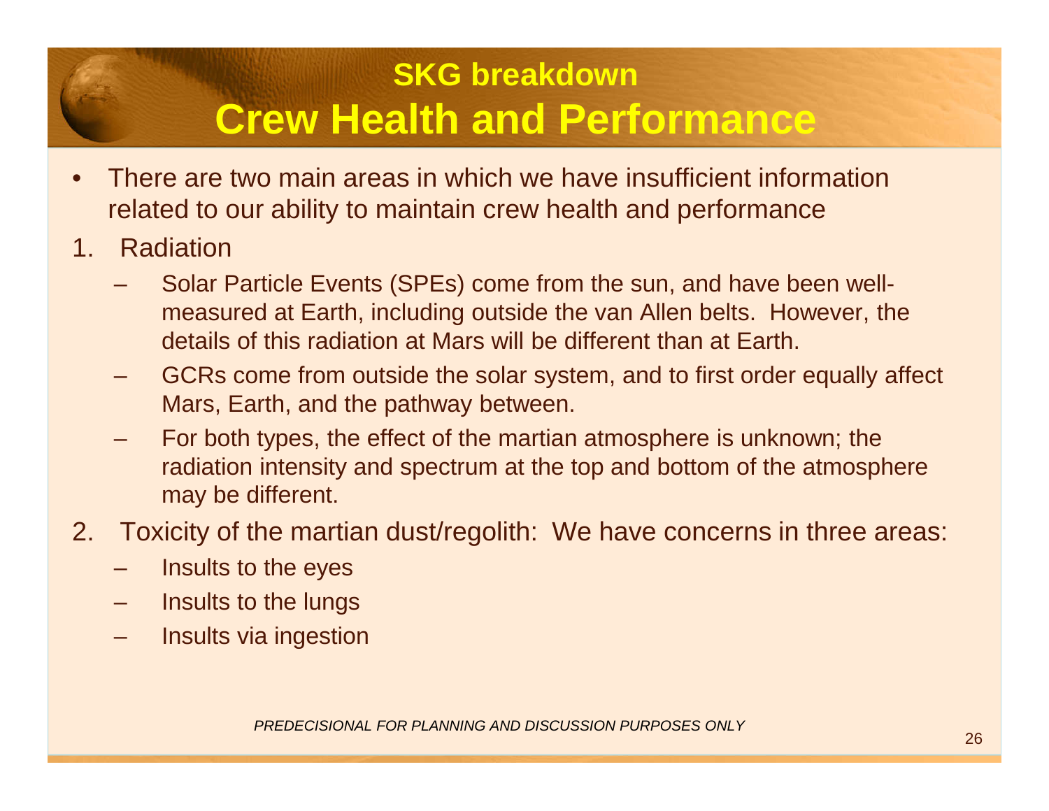## SKG breakdown

# Crew Health and Performance

- There are two main areas in which we have insufficient information related to our ability to maintain crew health and performance

1. Radiation
   - Solar Particle Events (SPEs) come from the sun, and have been well-measured at Earth, including outside the van Allen belts. However, the details of this radiation at Mars will be different than at Earth.
   - GCRs come from outside the solar system, and to first order equally affect Mars, Earth, and the pathway between.
   - For both types, the effect of the martian atmosphere is unknown; the radiation intensity and spectrum at the top and bottom of the atmosphere may be different.
2. Toxicity of the martian dust/regolith: We have concerns in three areas:
   - Insults to the eyes
   - Insults to the lungs
   - Insults via ingestion

*PREDECISIONAL FOR PLANNING AND DISCUSSION PURPOSES ONLY*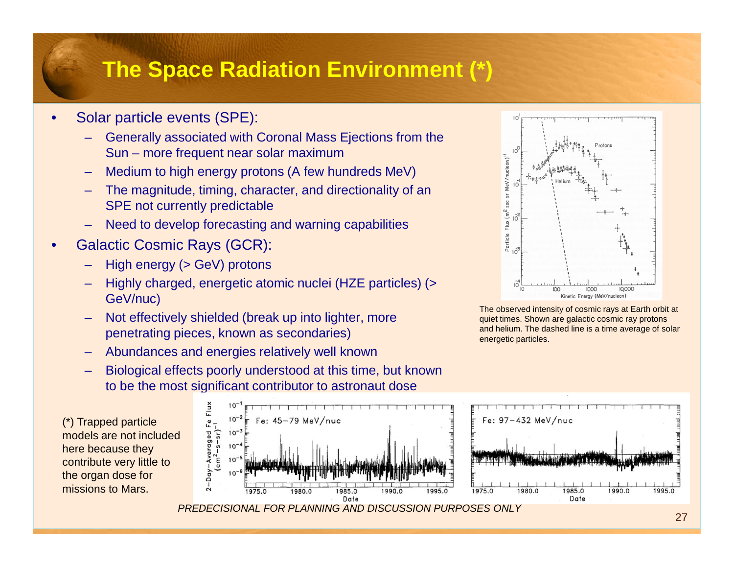# The Space Radiation Environment (*)

- Solar particle events (SPE):
  - Generally associated with Coronal Mass Ejections from the Sun – more frequent near solar maximum
  - Medium to high energy protons (A few hundreds MeV)
  - The magnitude, timing, character, and directionality of an SPE not currently predictable
  - Need to develop forecasting and warning capabilities
- Galactic Cosmic Rays (GCR):
  - High energy (> GeV) protons
  - Highly charged, energetic atomic nuclei (HZE particles) (> GeV/nuc)
  - Not effectively shielded (break up into lighter, more penetrating pieces, known as secondaries)
  - Abundances and energies relatively well known
  - Biological effects poorly understood at this time, but known to be the most significant contributor to astronaut dose

Particle Flux $(m^2 \text{ sec sr MeV/nucleon})^{-1}$

$10^1$

$10^0$

$10^{-1}$

$10^{-2}$

$10^{-3}$

$10^{-4}$

Protons

Helium

10

100

1000

10,000

Kinetic Energy (MeV/nucleon)

The observed intensity of cosmic rays at Earth orbit at quiet times. Shown are galactic cosmic ray protons and helium. The dashed line is a time average of solar energetic particles.

(*) Trapped particle models are not included here because they contribute very little to the organ dose for missions to Mars.

2-Day-Averaged Fe Flux $(cm^2\text{-s-sr})^{-1}$

$10^{-1}$

$10^{-2}$

$10^{-3}$

$10^{-4}$

$10^{-5}$

$10^{-6}$

Fe: 45–79 MeV/nuc

1975.0

1980.0

1985.0

1990.0

1995.0

Date

Fe: 97–432 MeV/nuc

1975.0

1980.0

1985.0

1990.0

1995.0

Date

*PREDECISIONAL FOR PLANNING AND DISCUSSION PURPOSES ONLY*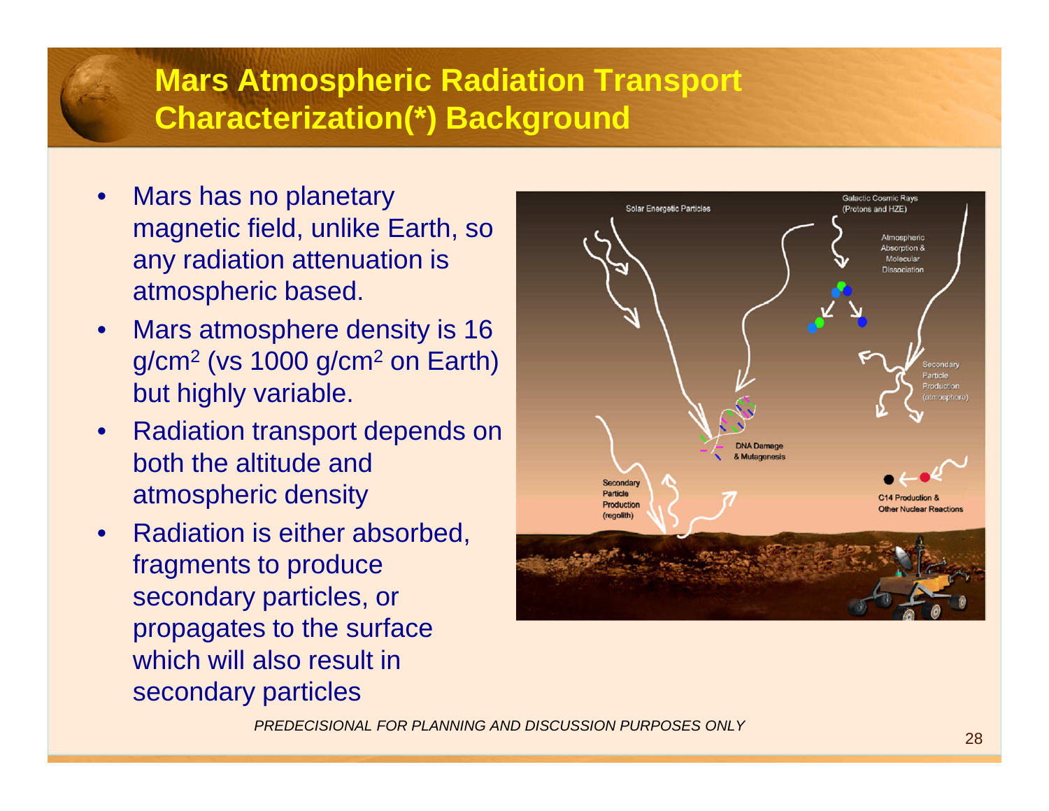# Mars Atmospheric Radiation Transport Characterization(*) Background

- Mars has no planetary magnetic field, unlike Earth, so any radiation attenuation is atmospheric based.
- Mars atmosphere density is 16 $g/cm^2$ (vs 1000 $g/cm^2$ on Earth) but highly variable.
- Radiation transport depends on both the altitude and atmospheric density
- Radiation is either absorbed, fragments to produce secondary particles, or propagates to the surface which will also result in secondary particles

Solar Energetic Particles

Galactic Cosmic Rays (Protons and HZE)

Atmospheric Absorption & Molecular Dissociation

Secondary Particle Production (atmosphere)

DNA Damage & Mutagenesis

Secondary Particle Production (regolith)

C14 Production & Other Nuclear Reactions

*PREDECISIONAL FOR PLANNING AND DISCUSSION PURPOSES ONLY*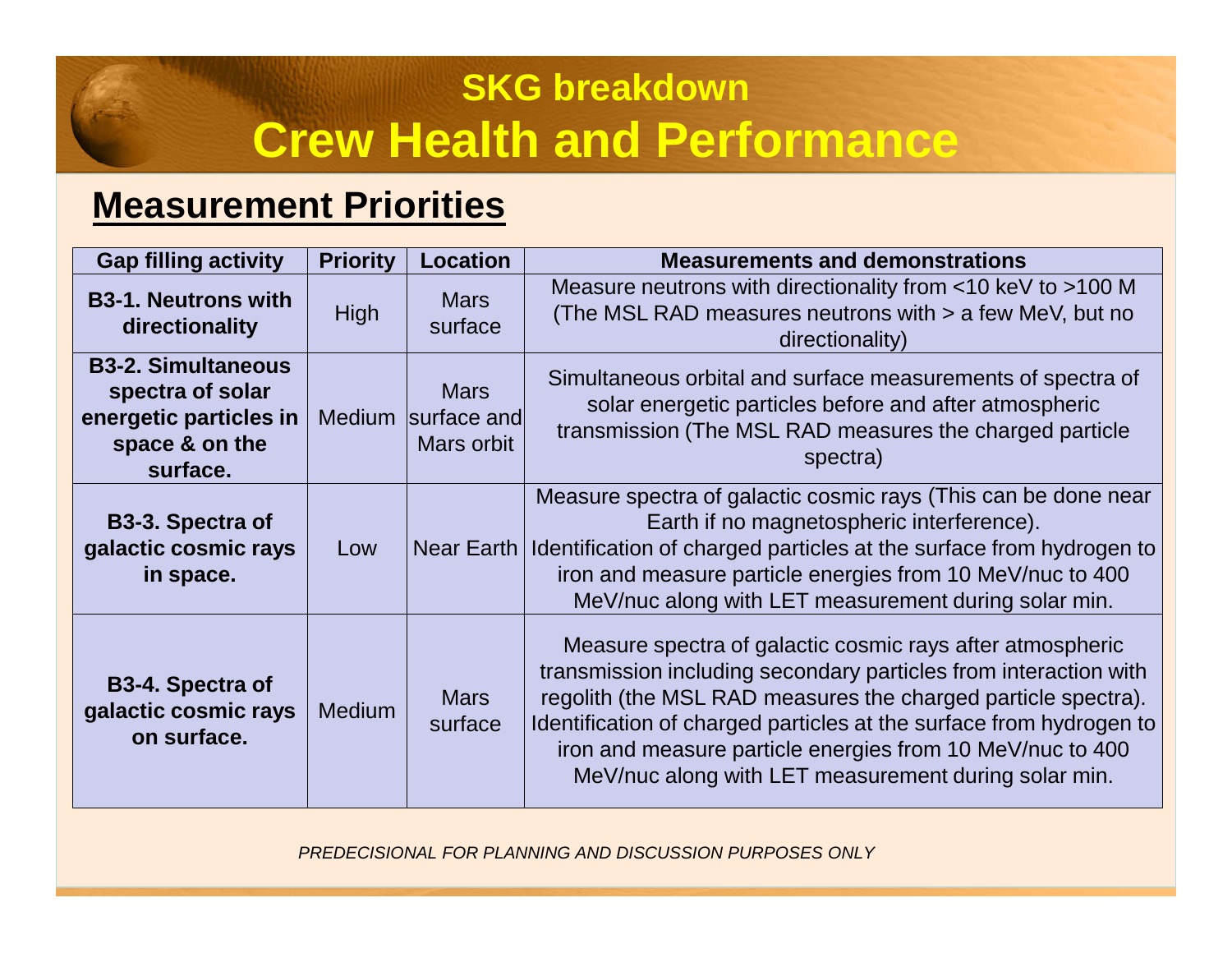# SKG breakdown
# Crew Health and Performance

## Measurement Priorities

| Gap filling activity | Priority | Location | Measurements and demonstrations |
|---|---|---|---|
| **B3-1. Neutrons with directionality** | High | Mars surface | Measure neutrons with directionality from <10 keV to >100 M (The MSL RAD measures neutrons with > a few MeV, but no directionality) |
| **B3-2. Simultaneous spectra of solar energetic particles in space & on the surface.** | Medium | Mars surface and Mars orbit | Simultaneous orbital and surface measurements of spectra of solar energetic particles before and after atmospheric transmission (The MSL RAD measures the charged particle spectra) |
| **B3-3. Spectra of galactic cosmic rays in space.** | Low | Near Earth | Measure spectra of galactic cosmic rays (This can be done near Earth if no magnetospheric interference). Identification of charged particles at the surface from hydrogen to iron and measure particle energies from 10 MeV/nuc to 400 MeV/nuc along with LET measurement during solar min. |
| **B3-4. Spectra of galactic cosmic rays on surface.** | Medium | Mars surface | Measure spectra of galactic cosmic rays after atmospheric transmission including secondary particles from interaction with regolith (the MSL RAD measures the charged particle spectra). Identification of charged particles at the surface from hydrogen to iron and measure particle energies from 10 MeV/nuc to 400 MeV/nuc along with LET measurement during solar min. |

*PREDECISIONAL FOR PLANNING AND DISCUSSION PURPOSES ONLY*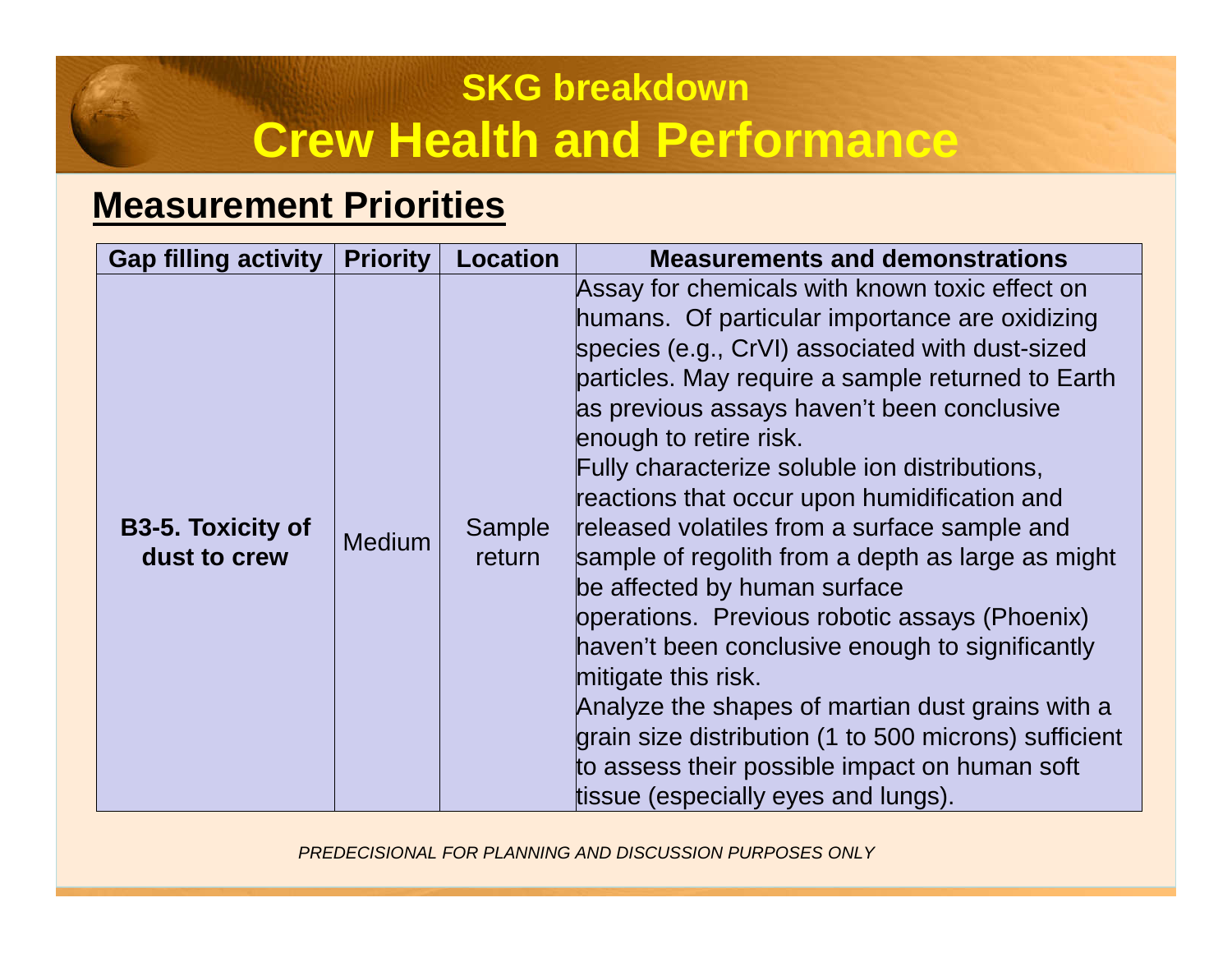# SKG breakdown
# Crew Health and Performance

## Measurement Priorities

| Gap filling activity | Priority | Location | Measurements and demonstrations |
|---|---|---|---|
| **B3-5. Toxicity of dust to crew** | Medium | Sample return | Assay for chemicals with known toxic effect on humans. Of particular importance are oxidizing species (e.g., CrVI) associated with dust-sized particles. May require a sample returned to Earth as previous assays haven't been conclusive enough to retire risk.<br>Fully characterize soluble ion distributions, reactions that occur upon humidification and released volatiles from a surface sample and sample of regolith from a depth as large as might be affected by human surface operations. Previous robotic assays (Phoenix) haven't been conclusive enough to significantly mitigate this risk.<br>Analyze the shapes of martian dust grains with a grain size distribution (1 to 500 microns) sufficient to assess their possible impact on human soft tissue (especially eyes and lungs). |

*PREDECISIONAL FOR PLANNING AND DISCUSSION PURPOSES ONLY*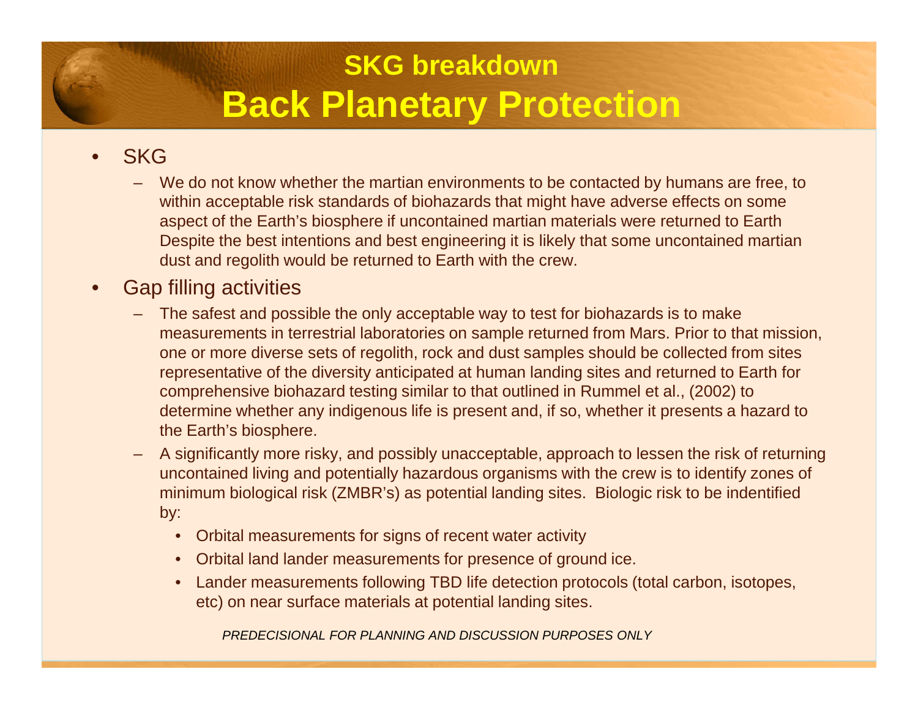# SKG breakdown
# Back Planetary Protection

- SKG
  - We do not know whether the martian environments to be contacted by humans are free, to within acceptable risk standards of biohazards that might have adverse effects on some aspect of the Earth's biosphere if uncontained martian materials were returned to Earth Despite the best intentions and best engineering it is likely that some uncontained martian dust and regolith would be returned to Earth with the crew.
- Gap filling activities
  - The safest and possible the only acceptable way to test for biohazards is to make measurements in terrestrial laboratories on sample returned from Mars. Prior to that mission, one or more diverse sets of regolith, rock and dust samples should be collected from sites representative of the diversity anticipated at human landing sites and returned to Earth for comprehensive biohazard testing similar to that outlined in Rummel et al., (2002) to determine whether any indigenous life is present and, if so, whether it presents a hazard to the Earth's biosphere.
  - A significantly more risky, and possibly unacceptable, approach to lessen the risk of returning uncontained living and potentially hazardous organisms with the crew is to identify zones of minimum biological risk (ZMBR's) as potential landing sites. Biologic risk to be indentified by:
    - Orbital measurements for signs of recent water activity
    - Orbital land lander measurements for presence of ground ice.
    - Lander measurements following TBD life detection protocols (total carbon, isotopes, etc) on near surface materials at potential landing sites.

*PREDECISIONAL FOR PLANNING AND DISCUSSION PURPOSES ONLY*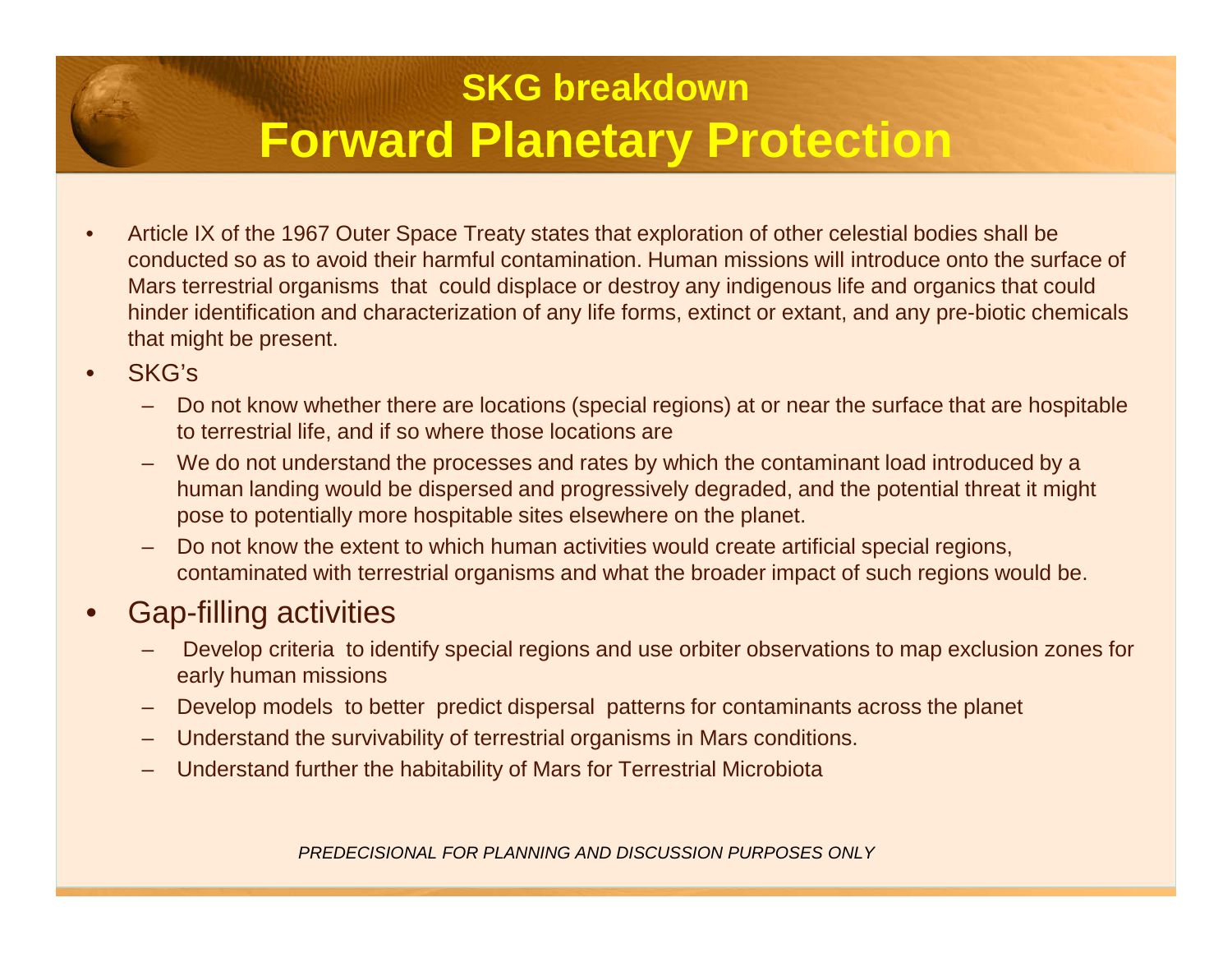## SKG breakdown

# Forward Planetary Protection

- Article IX of the 1967 Outer Space Treaty states that exploration of other celestial bodies shall be conducted so as to avoid their harmful contamination. Human missions will introduce onto the surface of Mars terrestrial organisms that could displace or destroy any indigenous life and organics that could hinder identification and characterization of any life forms, extinct or extant, and any pre-biotic chemicals that might be present.
- SKG's
  - Do not know whether there are locations (special regions) at or near the surface that are hospitable to terrestrial life, and if so where those locations are
  - We do not understand the processes and rates by which the contaminant load introduced by a human landing would be dispersed and progressively degraded, and the potential threat it might pose to potentially more hospitable sites elsewhere on the planet.
  - Do not know the extent to which human activities would create artificial special regions, contaminated with terrestrial organisms and what the broader impact of such regions would be.
- Gap-filling activities
  - Develop criteria to identify special regions and use orbiter observations to map exclusion zones for early human missions
  - Develop models to better predict dispersal patterns for contaminants across the planet
  - Understand the survivability of terrestrial organisms in Mars conditions.
  - Understand further the habitability of Mars for Terrestrial Microbiota

*PREDECISIONAL FOR PLANNING AND DISCUSSION PURPOSES ONLY*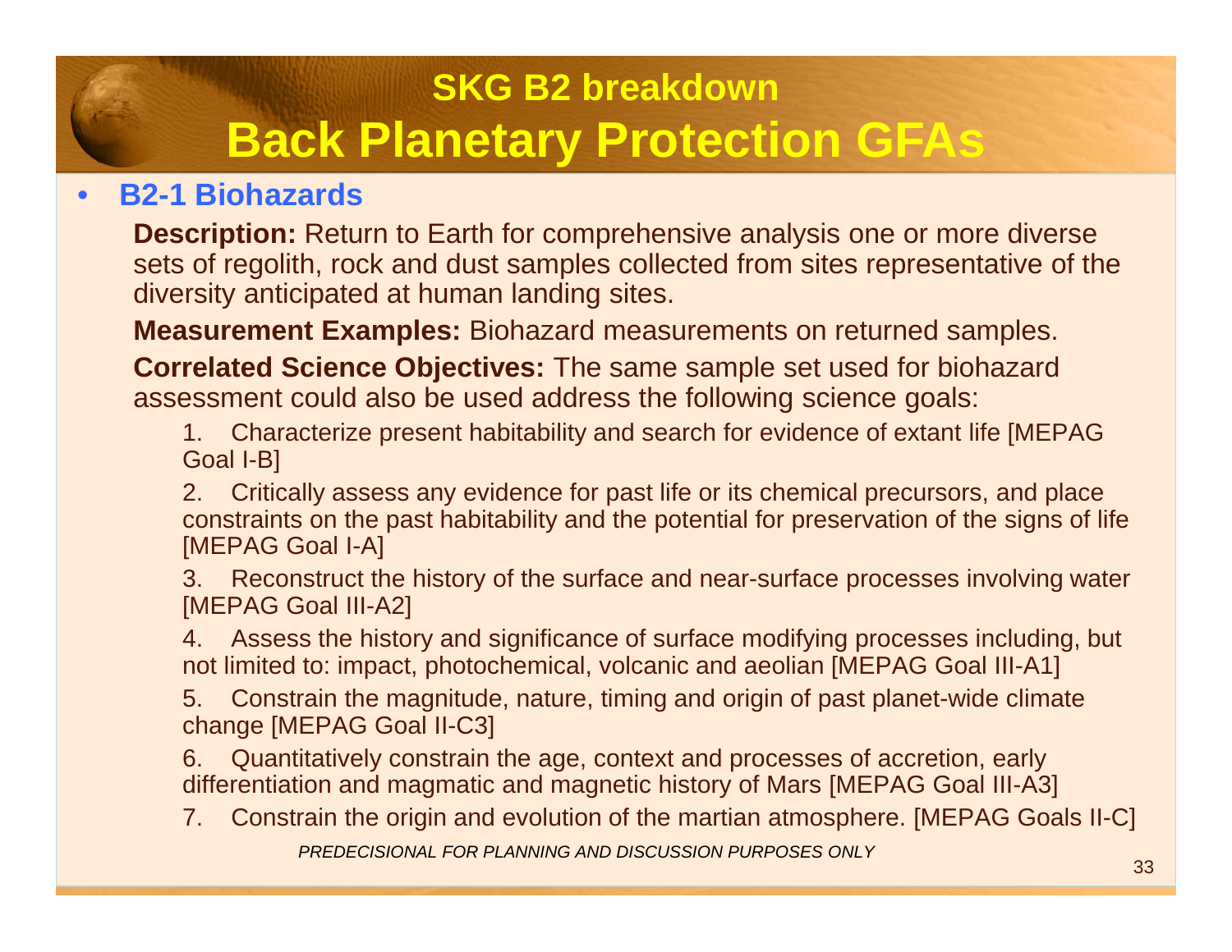## SKG B2 breakdown

# Back Planetary Protection GFAs

- **B2-1 Biohazards**

  **Description:** Return to Earth for comprehensive analysis one or more diverse sets of regolith, rock and dust samples collected from sites representative of the diversity anticipated at human landing sites.

  **Measurement Examples:** Biohazard measurements on returned samples.

  **Correlated Science Objectives:** The same sample set used for biohazard assessment could also be used address the following science goals:

  1. Characterize present habitability and search for evidence of extant life [MEPAG Goal I-B]
  2. Critically assess any evidence for past life or its chemical precursors, and place constraints on the past habitability and the potential for preservation of the signs of life [MEPAG Goal I-A]
  3. Reconstruct the history of the surface and near-surface processes involving water [MEPAG Goal III-A2]
  4. Assess the history and significance of surface modifying processes including, but not limited to: impact, photochemical, volcanic and aeolian [MEPAG Goal III-A1]
  5. Constrain the magnitude, nature, timing and origin of past planet-wide climate change [MEPAG Goal II-C3]
  6. Quantitatively constrain the age, context and processes of accretion, early differentiation and magmatic and magnetic history of Mars [MEPAG Goal III-A3]
  7. Constrain the origin and evolution of the martian atmosphere. [MEPAG Goals II-C]

*PREDECISIONAL FOR PLANNING AND DISCUSSION PURPOSES ONLY*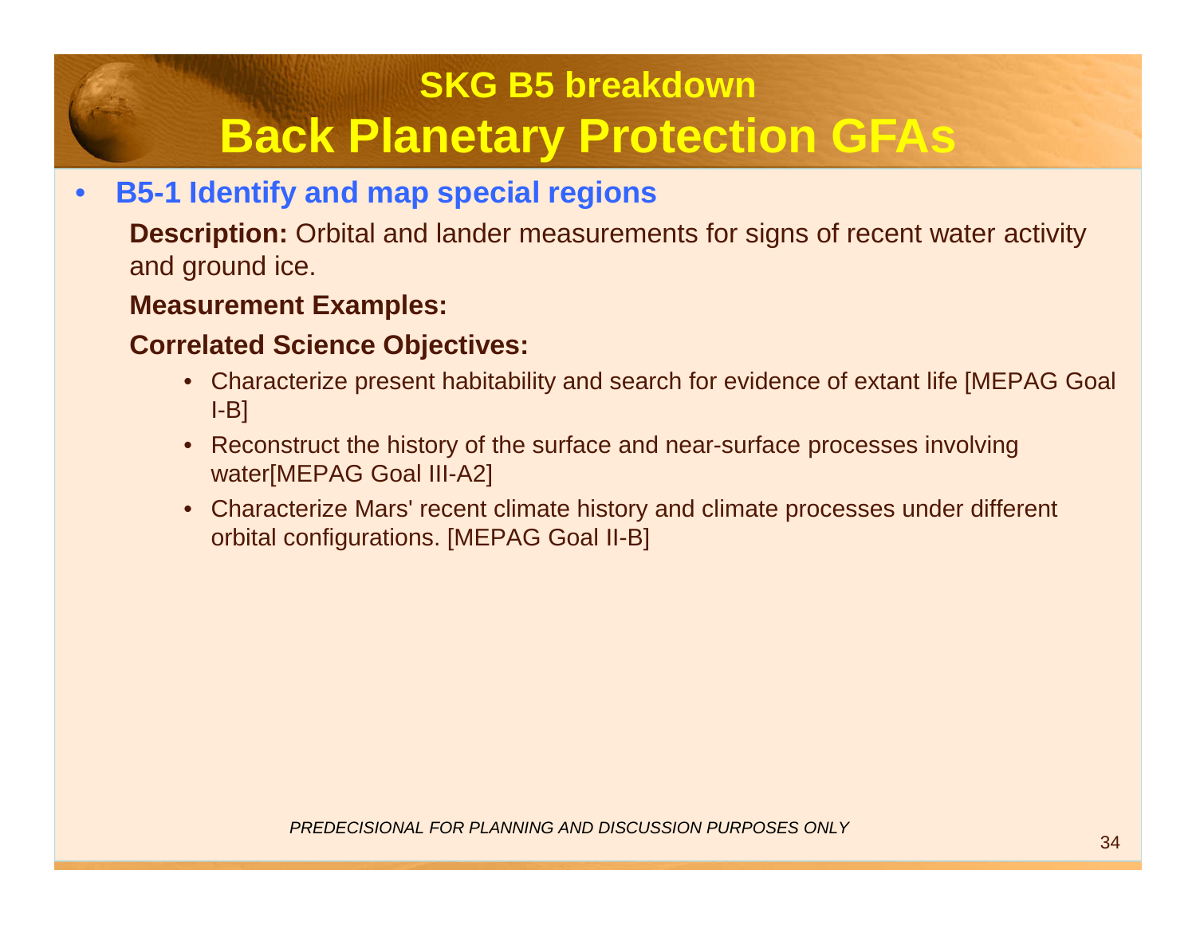## SKG B5 breakdown

# Back Planetary Protection GFAs

- **B5-1 Identify and map special regions**

  **Description:** Orbital and lander measurements for signs of recent water activity and ground ice.

  **Measurement Examples:**

  **Correlated Science Objectives:**

  - Characterize present habitability and search for evidence of extant life [MEPAG Goal I-B]
  - Reconstruct the history of the surface and near-surface processes involving water[MEPAG Goal III-A2]
  - Characterize Mars' recent climate history and climate processes under different orbital configurations. [MEPAG Goal II-B]

*PREDECISIONAL FOR PLANNING AND DISCUSSION PURPOSES ONLY*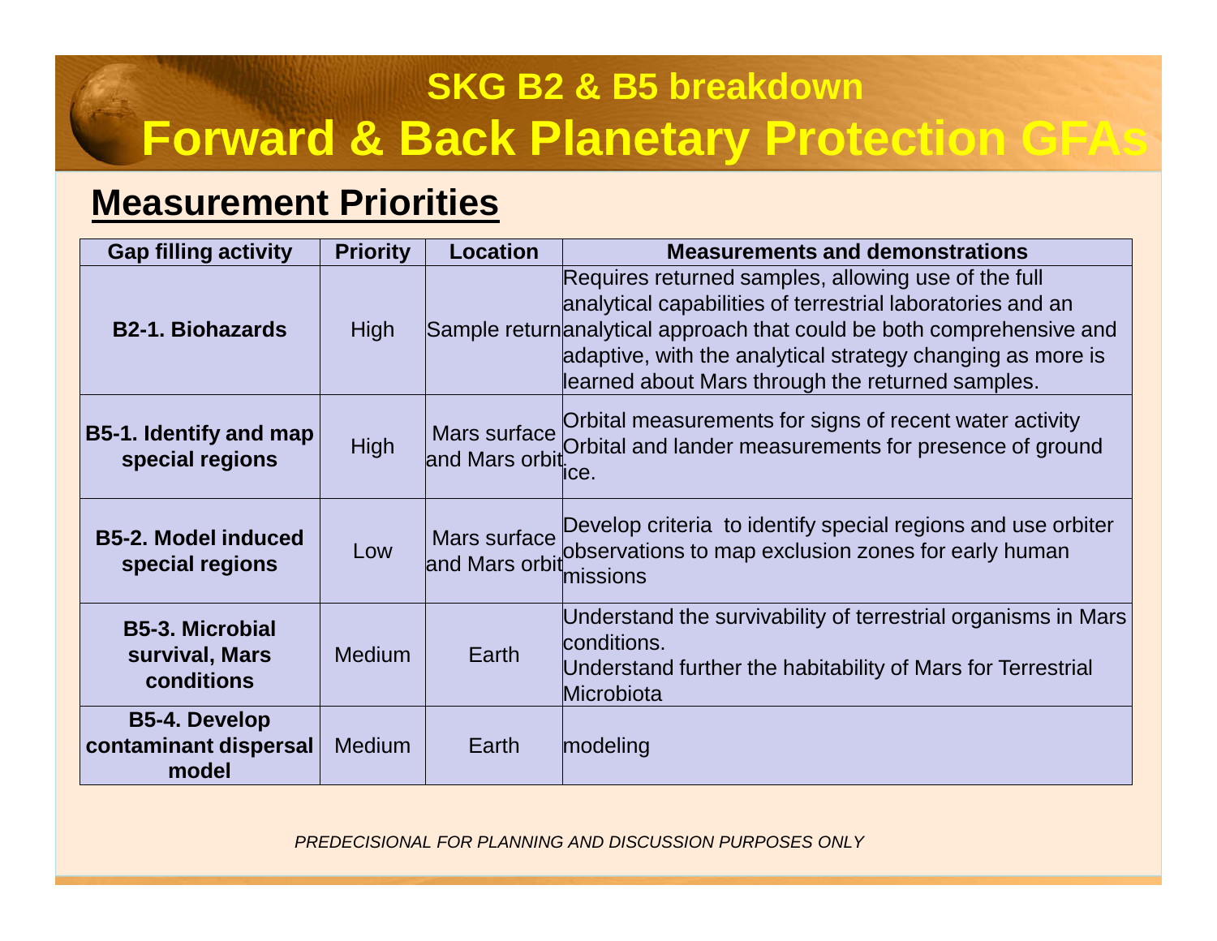# SKG B2 & B5 breakdown
# Forward & Back Planetary Protection GFAs

## Measurement Priorities

| Gap filling activity | Priority | Location | Measurements and demonstrations |
|---|---|---|---|
| **B2-1. Biohazards** | High | Sample return | Requires returned samples, allowing use of the full analytical capabilities of terrestrial laboratories and an analytical approach that could be both comprehensive and adaptive, with the analytical strategy changing as more is learned about Mars through the returned samples. |
| **B5-1. Identify and map special regions** | High | Mars surface and Mars orbit | Orbital measurements for signs of recent water activity<br>Orbital and lander measurements for presence of ground ice. |
| **B5-2. Model induced special regions** | Low | Mars surface and Mars orbit | Develop criteria to identify special regions and use orbiter observations to map exclusion zones for early human missions |
| **B5-3. Microbial survival, Mars conditions** | Medium | Earth | Understand the survivability of terrestrial organisms in Mars conditions.<br>Understand further the habitability of Mars for Terrestrial Microbiota |
| **B5-4. Develop contaminant dispersal model** | Medium | Earth | modeling |

*PREDECISIONAL FOR PLANNING AND DISCUSSION PURPOSES ONLY*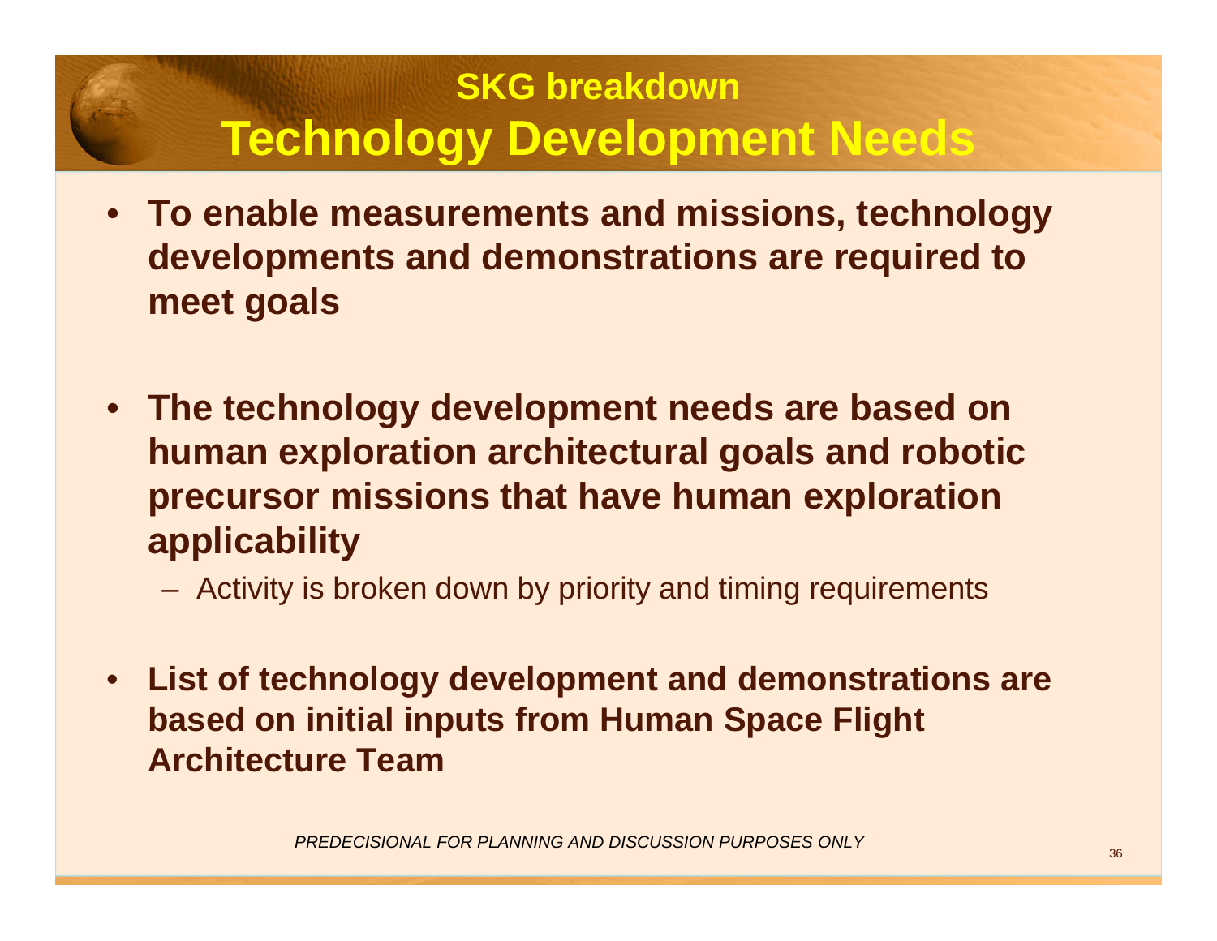## SKG breakdown

# Technology Development Needs

- **To enable measurements and missions, technology developments and demonstrations are required to meet goals**
- **The technology development needs are based on human exploration architectural goals and robotic precursor missions that have human exploration applicability**
  - Activity is broken down by priority and timing requirements
- **List of technology development and demonstrations are based on initial inputs from Human Space Flight Architecture Team**

*PREDECISIONAL FOR PLANNING AND DISCUSSION PURPOSES ONLY*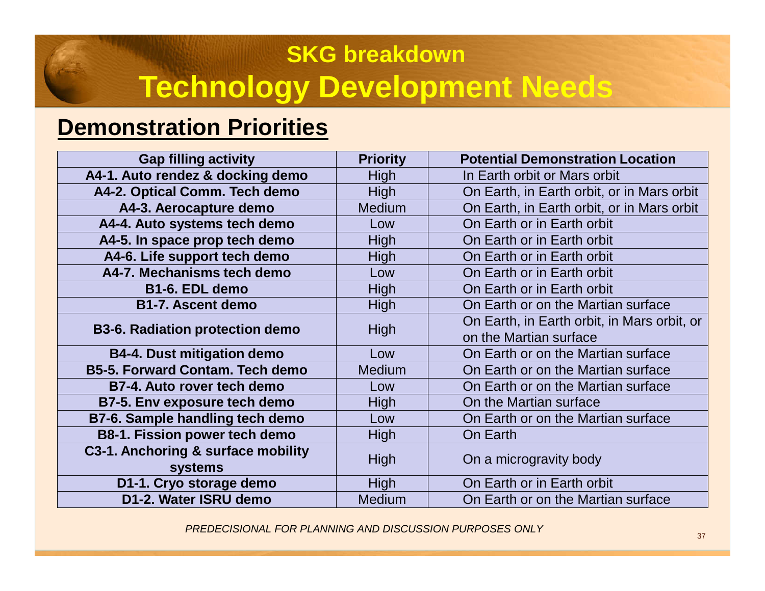# SKG breakdown

# Technology Development Needs

## Demonstration Priorities

| Gap filling activity | Priority | Potential Demonstration Location |
|---|---|---|
| **A4-1. Auto rendez & docking demo** | High | In Earth orbit or Mars orbit |
| **A4-2. Optical Comm. Tech demo** | High | On Earth, in Earth orbit, or in Mars orbit |
| **A4-3. Aerocapture demo** | Medium | On Earth, in Earth orbit, or in Mars orbit |
| **A4-4. Auto systems tech demo** | Low | On Earth or in Earth orbit |
| **A4-5. In space prop tech demo** | High | On Earth or in Earth orbit |
| **A4-6. Life support tech demo** | High | On Earth or in Earth orbit |
| **A4-7. Mechanisms tech demo** | Low | On Earth or in Earth orbit |
| **B1-6. EDL demo** | High | On Earth or in Earth orbit |
| **B1-7. Ascent demo** | High | On Earth or on the Martian surface |
| **B3-6. Radiation protection demo** | High | On Earth, in Earth orbit, in Mars orbit, or on the Martian surface |
| **B4-4. Dust mitigation demo** | Low | On Earth or on the Martian surface |
| **B5-5. Forward Contam. Tech demo** | Medium | On Earth or on the Martian surface |
| **B7-4. Auto rover tech demo** | Low | On Earth or on the Martian surface |
| **B7-5. Env exposure tech demo** | High | On the Martian surface |
| **B7-6. Sample handling tech demo** | Low | On Earth or on the Martian surface |
| **B8-1. Fission power tech demo** | High | On Earth |
| **C3-1. Anchoring & surface mobility systems** | High | On a microgravity body |
| **D1-1. Cryo storage demo** | High | On Earth or in Earth orbit |
| **D1-2. Water ISRU demo** | Medium | On Earth or on the Martian surface |

*PREDECISIONAL FOR PLANNING AND DISCUSSION PURPOSES ONLY*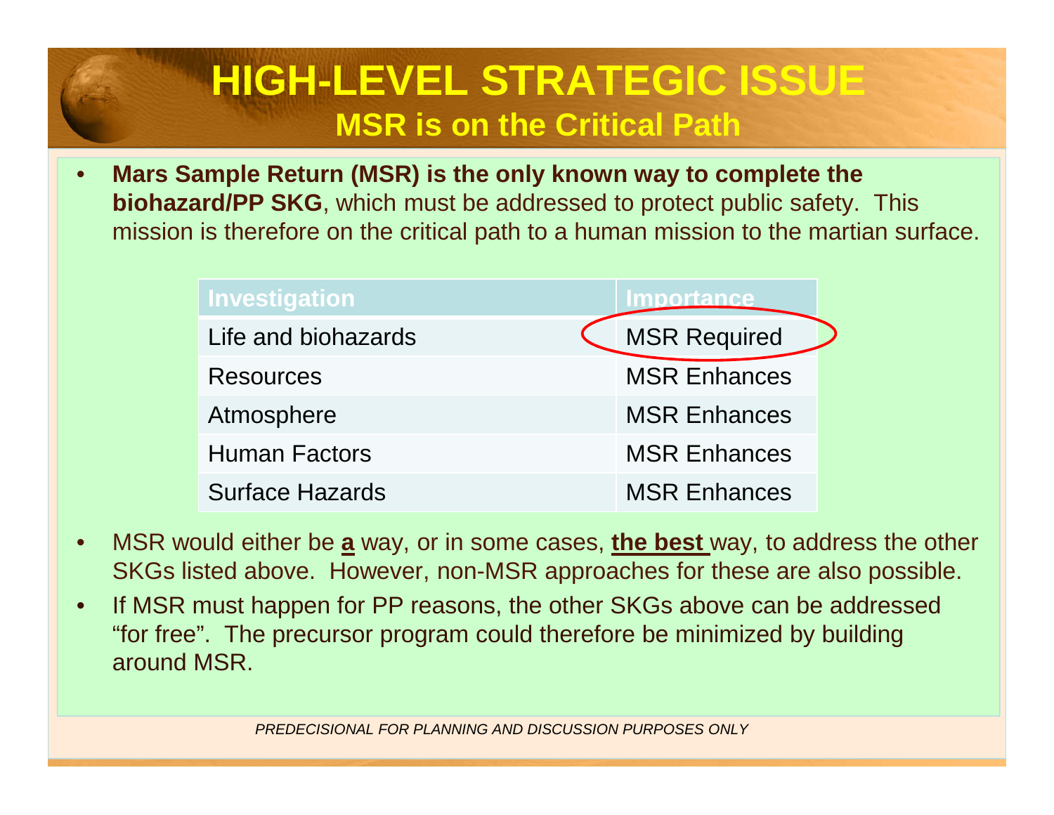# HIGH-LEVEL STRATEGIC ISSUE

## MSR is on the Critical Path

- **Mars Sample Return (MSR) is the only known way to complete the biohazard/PP SKG**, which must be addressed to protect public safety. This mission is therefore on the critical path to a human mission to the martian surface.

| Investigation | Importance |
|---|---|
| Life and biohazards | MSR Required |
| Resources | MSR Enhances |
| Atmosphere | MSR Enhances |
| Human Factors | MSR Enhances |
| Surface Hazards | MSR Enhances |

- MSR would either be **a** way, or in some cases, **the best** way, to address the other SKGs listed above. However, non-MSR approaches for these are also possible.
- If MSR must happen for PP reasons, the other SKGs above can be addressed "for free". The precursor program could therefore be minimized by building around MSR.

*PREDECISIONAL FOR PLANNING AND DISCUSSION PURPOSES ONLY*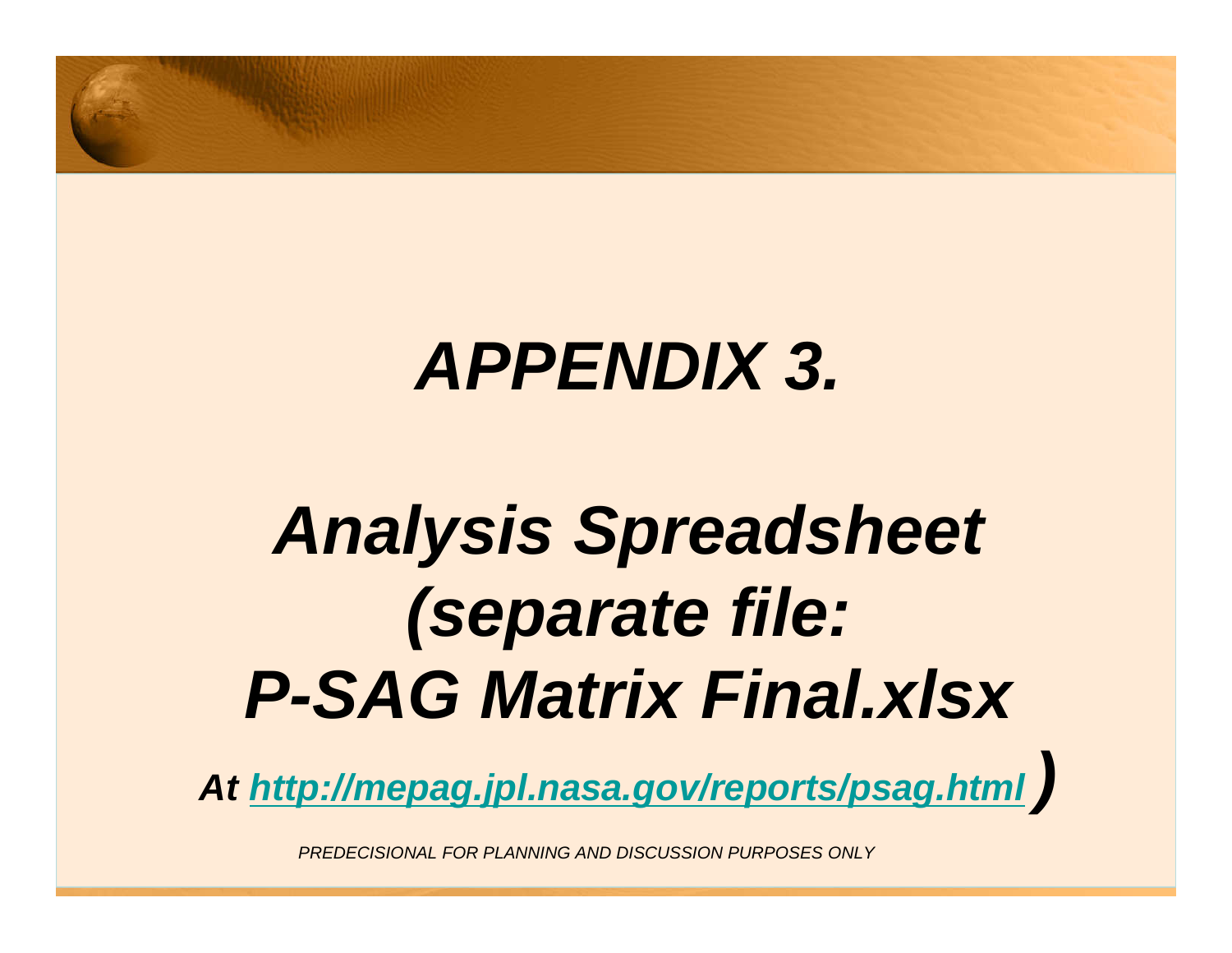# *APPENDIX 3.*

# *Analysis Spreadsheet (separate file: P-SAG Matrix Final.xlsx*

***At [http://mepag.jpl.nasa.gov/reports/psag.html](http://mepag.jpl.nasa.gov/reports/psag.html) )***

*PREDECISIONAL FOR PLANNING AND DISCUSSION PURPOSES ONLY*